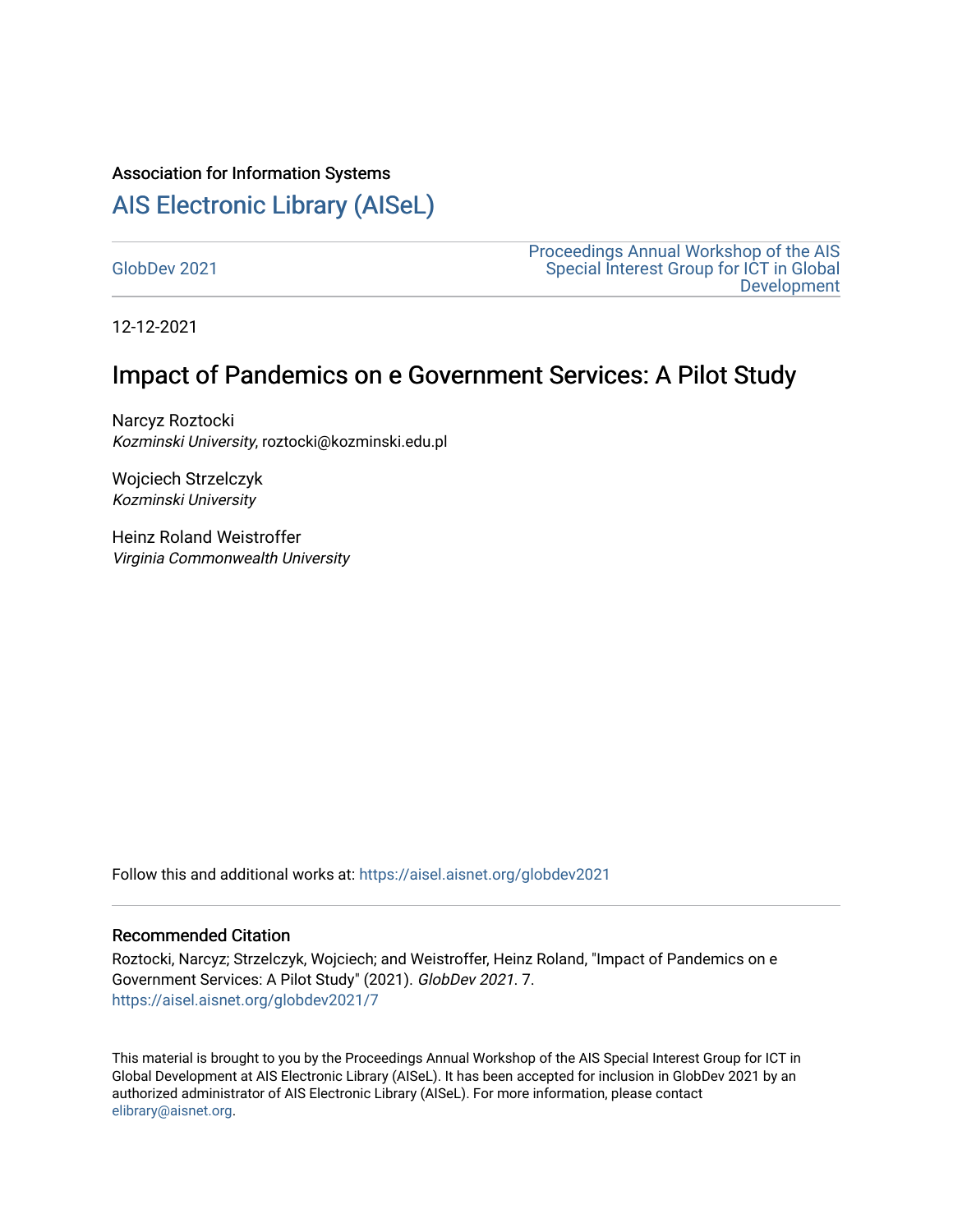Association for Information Systems

# AIS Electronic Library (AISeL)

GlobDev 2021

Proceedings Annual Workshop of the AIS Special Interest Group for ICT in Global Development

12-12-2021

# Impact of Pandemics on e Government Services: A Pilot Study

Narcyz Roztocki
*Kozminski University*, roztocki@kozminski.edu.pl

Wojciech Strzelczyk
*Kozminski University*

Heinz Roland Weistroffer
*Virginia Commonwealth University*

Follow this and additional works at: https://aisel.aisnet.org/globdev2021

## Recommended Citation

Roztocki, Narcyz; Strzelczyk, Wojciech; and Weistroffer, Heinz Roland, "Impact of Pandemics on e Government Services: A Pilot Study" (2021). *GlobDev 2021*. 7.
https://aisel.aisnet.org/globdev2021/7

This material is brought to you by the Proceedings Annual Workshop of the AIS Special Interest Group for ICT in Global Development at AIS Electronic Library (AISeL). It has been accepted for inclusion in GlobDev 2021 by an authorized administrator of AIS Electronic Library (AISeL). For more information, please contact elibrary@aisnet.org.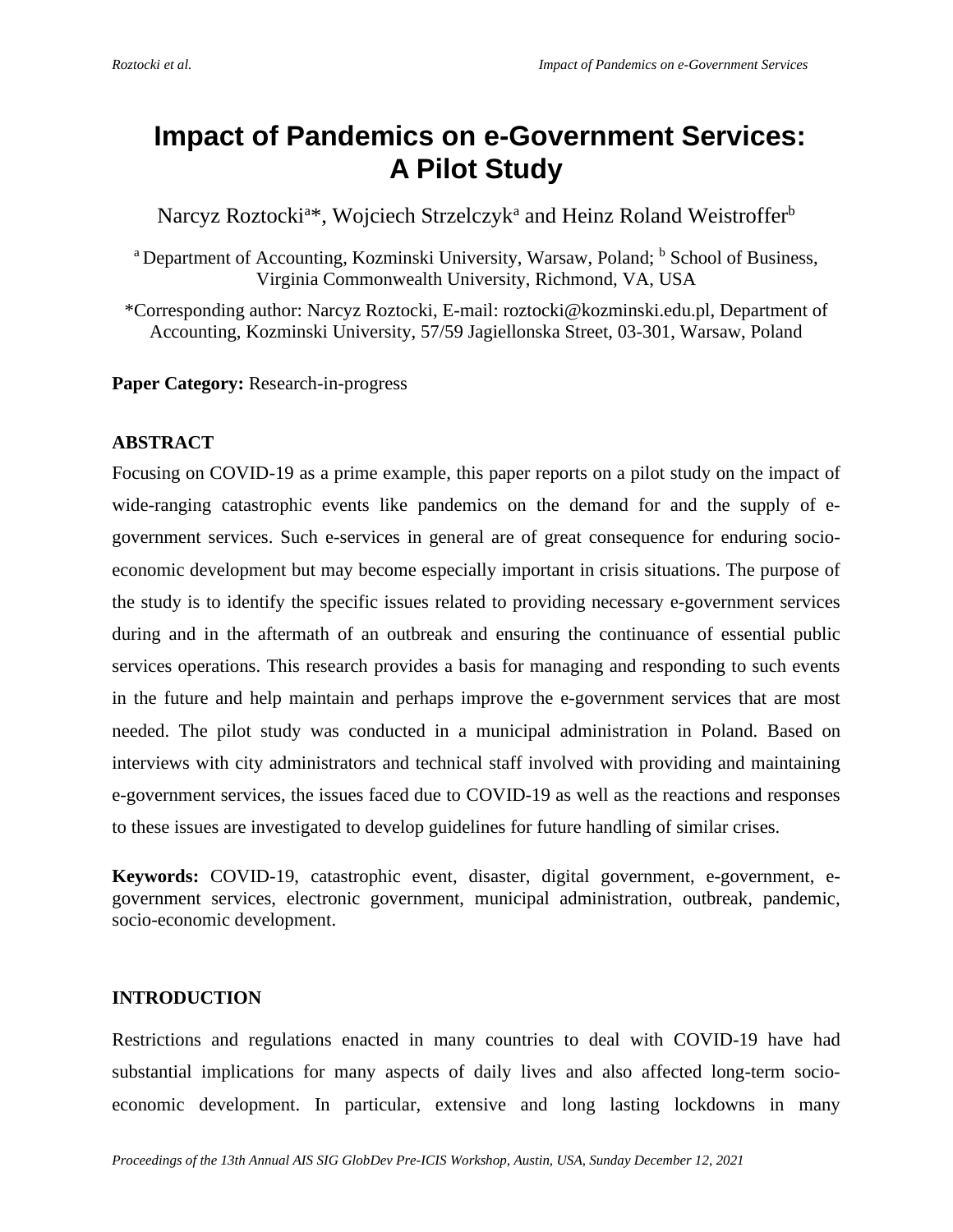# Impact of Pandemics on e-Government Services: A Pilot Study

Narcyz Roztocki[a]*, Wojciech Strzelczyk[a] and Heinz Roland Weistroffer[b]

[a] Department of Accounting, Kozminski University, Warsaw, Poland; [b] School of Business, Virginia Commonwealth University, Richmond, VA, USA

*Corresponding author: Narcyz Roztocki, E-mail: roztocki@kozminski.edu.pl, Department of Accounting, Kozminski University, 57/59 Jagiellonska Street, 03-301, Warsaw, Poland

**Paper Category:** Research-in-progress

## ABSTRACT

Focusing on COVID-19 as a prime example, this paper reports on a pilot study on the impact of wide-ranging catastrophic events like pandemics on the demand for and the supply of e-government services. Such e-services in general are of great consequence for enduring socio-economic development but may become especially important in crisis situations. The purpose of the study is to identify the specific issues related to providing necessary e-government services during and in the aftermath of an outbreak and ensuring the continuance of essential public services operations. This research provides a basis for managing and responding to such events in the future and help maintain and perhaps improve the e-government services that are most needed. The pilot study was conducted in a municipal administration in Poland. Based on interviews with city administrators and technical staff involved with providing and maintaining e-government services, the issues faced due to COVID-19 as well as the reactions and responses to these issues are investigated to develop guidelines for future handling of similar crises.

**Keywords:** COVID-19, catastrophic event, disaster, digital government, e-government, e-government services, electronic government, municipal administration, outbreak, pandemic, socio-economic development.

## INTRODUCTION

Restrictions and regulations enacted in many countries to deal with COVID-19 have had substantial implications for many aspects of daily lives and also affected long-term socio-economic development. In particular, extensive and long lasting lockdowns in many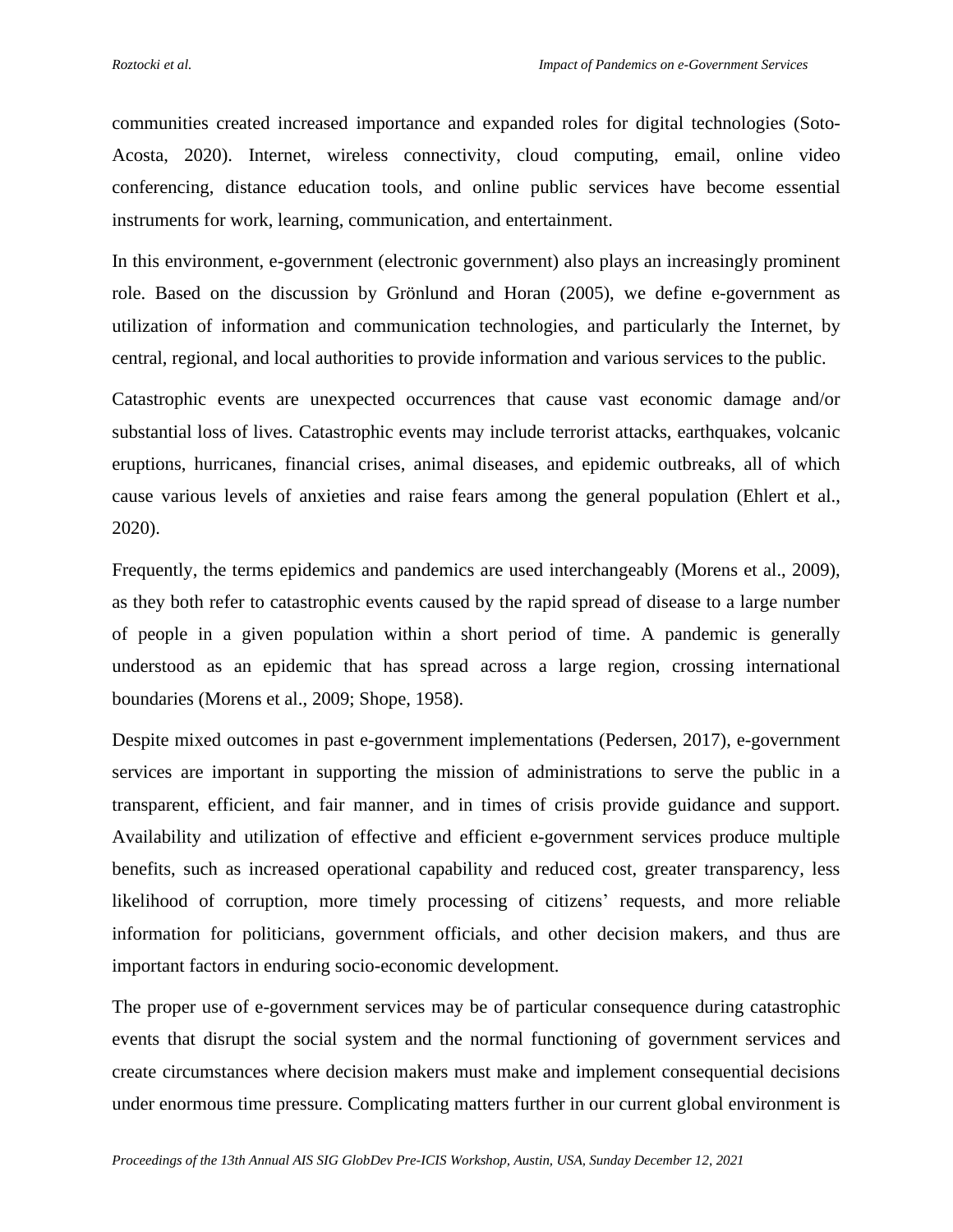communities created increased importance and expanded roles for digital technologies (Soto-Acosta, 2020). Internet, wireless connectivity, cloud computing, email, online video conferencing, distance education tools, and online public services have become essential instruments for work, learning, communication, and entertainment.

In this environment, e-government (electronic government) also plays an increasingly prominent role. Based on the discussion by Grönlund and Horan (2005), we define e-government as utilization of information and communication technologies, and particularly the Internet, by central, regional, and local authorities to provide information and various services to the public.

Catastrophic events are unexpected occurrences that cause vast economic damage and/or substantial loss of lives. Catastrophic events may include terrorist attacks, earthquakes, volcanic eruptions, hurricanes, financial crises, animal diseases, and epidemic outbreaks, all of which cause various levels of anxieties and raise fears among the general population (Ehlert et al., 2020).

Frequently, the terms epidemics and pandemics are used interchangeably (Morens et al., 2009), as they both refer to catastrophic events caused by the rapid spread of disease to a large number of people in a given population within a short period of time. A pandemic is generally understood as an epidemic that has spread across a large region, crossing international boundaries (Morens et al., 2009; Shope, 1958).

Despite mixed outcomes in past e-government implementations (Pedersen, 2017), e-government services are important in supporting the mission of administrations to serve the public in a transparent, efficient, and fair manner, and in times of crisis provide guidance and support. Availability and utilization of effective and efficient e-government services produce multiple benefits, such as increased operational capability and reduced cost, greater transparency, less likelihood of corruption, more timely processing of citizens' requests, and more reliable information for politicians, government officials, and other decision makers, and thus are important factors in enduring socio-economic development.

The proper use of e-government services may be of particular consequence during catastrophic events that disrupt the social system and the normal functioning of government services and create circumstances where decision makers must make and implement consequential decisions under enormous time pressure. Complicating matters further in our current global environment is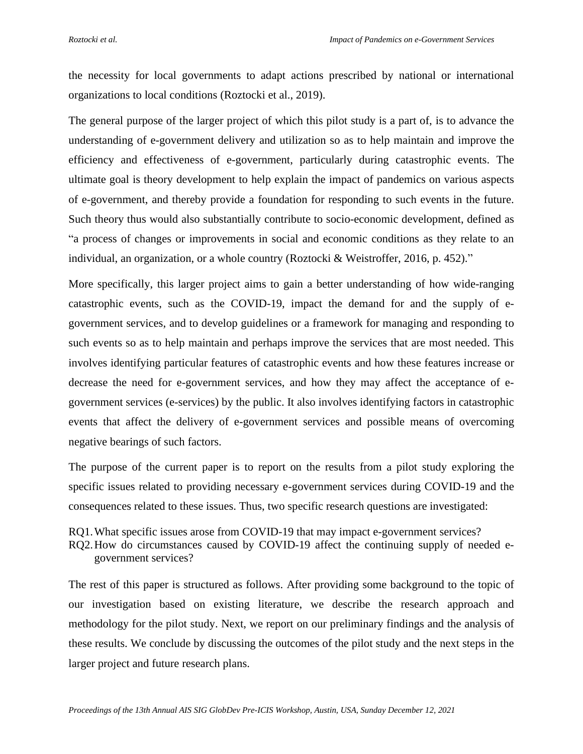the necessity for local governments to adapt actions prescribed by national or international organizations to local conditions (Roztocki et al., 2019).

The general purpose of the larger project of which this pilot study is a part of, is to advance the understanding of e-government delivery and utilization so as to help maintain and improve the efficiency and effectiveness of e-government, particularly during catastrophic events. The ultimate goal is theory development to help explain the impact of pandemics on various aspects of e-government, and thereby provide a foundation for responding to such events in the future. Such theory thus would also substantially contribute to socio-economic development, defined as "a process of changes or improvements in social and economic conditions as they relate to an individual, an organization, or a whole country (Roztocki & Weistroffer, 2016, p. 452)."

More specifically, this larger project aims to gain a better understanding of how wide-ranging catastrophic events, such as the COVID-19, impact the demand for and the supply of e-government services, and to develop guidelines or a framework for managing and responding to such events so as to help maintain and perhaps improve the services that are most needed. This involves identifying particular features of catastrophic events and how these features increase or decrease the need for e-government services, and how they may affect the acceptance of e-government services (e-services) by the public. It also involves identifying factors in catastrophic events that affect the delivery of e-government services and possible means of overcoming negative bearings of such factors.

The purpose of the current paper is to report on the results from a pilot study exploring the specific issues related to providing necessary e-government services during COVID-19 and the consequences related to these issues. Thus, two specific research questions are investigated:

RQ1. What specific issues arose from COVID-19 that may impact e-government services?
RQ2. How do circumstances caused by COVID-19 affect the continuing supply of needed e-government services?

The rest of this paper is structured as follows. After providing some background to the topic of our investigation based on existing literature, we describe the research approach and methodology for the pilot study. Next, we report on our preliminary findings and the analysis of these results. We conclude by discussing the outcomes of the pilot study and the next steps in the larger project and future research plans.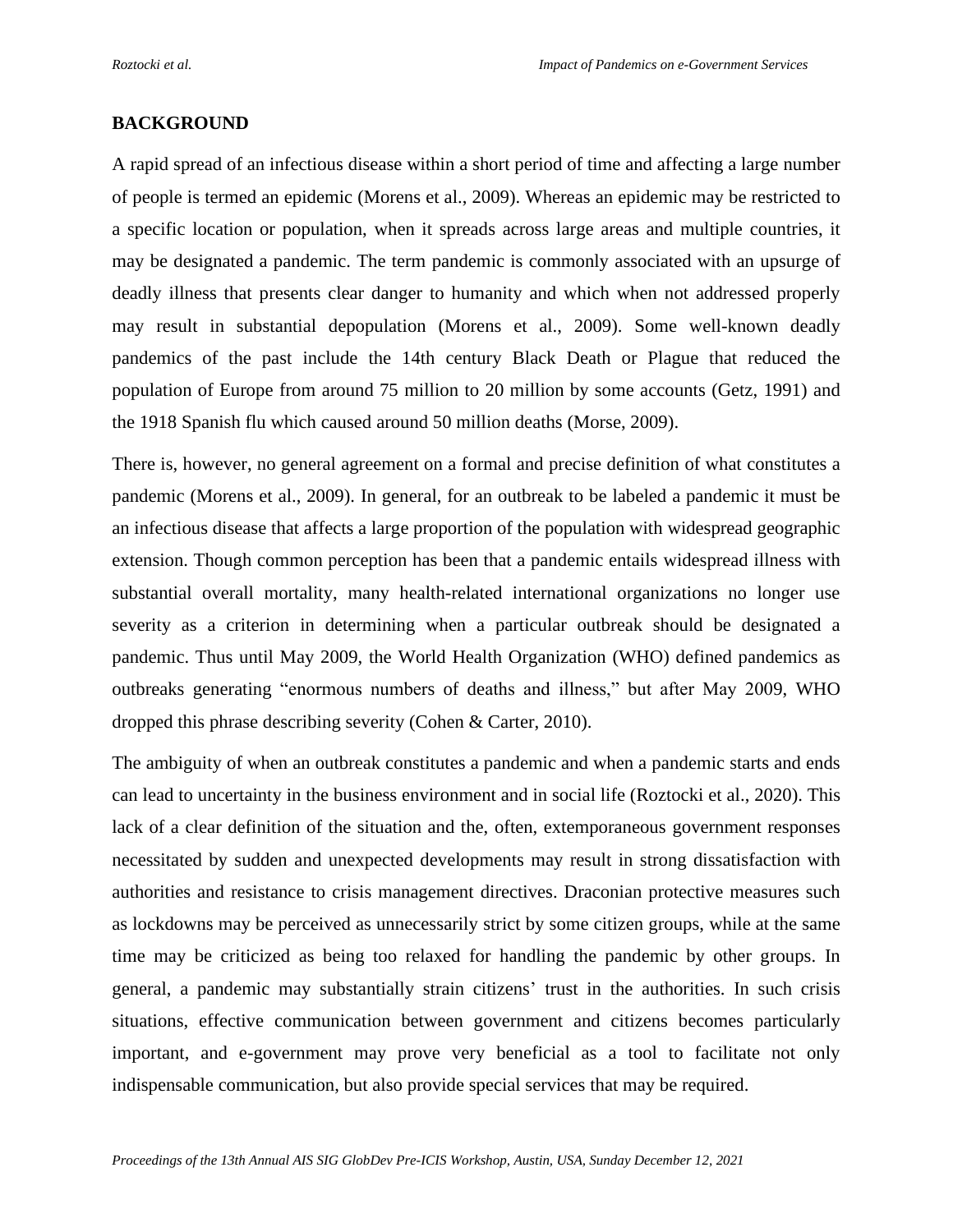## BACKGROUND

A rapid spread of an infectious disease within a short period of time and affecting a large number of people is termed an epidemic (Morens et al., 2009). Whereas an epidemic may be restricted to a specific location or population, when it spreads across large areas and multiple countries, it may be designated a pandemic. The term pandemic is commonly associated with an upsurge of deadly illness that presents clear danger to humanity and which when not addressed properly may result in substantial depopulation (Morens et al., 2009). Some well-known deadly pandemics of the past include the 14th century Black Death or Plague that reduced the population of Europe from around 75 million to 20 million by some accounts (Getz, 1991) and the 1918 Spanish flu which caused around 50 million deaths (Morse, 2009).

There is, however, no general agreement on a formal and precise definition of what constitutes a pandemic (Morens et al., 2009). In general, for an outbreak to be labeled a pandemic it must be an infectious disease that affects a large proportion of the population with widespread geographic extension. Though common perception has been that a pandemic entails widespread illness with substantial overall mortality, many health-related international organizations no longer use severity as a criterion in determining when a particular outbreak should be designated a pandemic. Thus until May 2009, the World Health Organization (WHO) defined pandemics as outbreaks generating "enormous numbers of deaths and illness," but after May 2009, WHO dropped this phrase describing severity (Cohen & Carter, 2010).

The ambiguity of when an outbreak constitutes a pandemic and when a pandemic starts and ends can lead to uncertainty in the business environment and in social life (Roztocki et al., 2020). This lack of a clear definition of the situation and the, often, extemporaneous government responses necessitated by sudden and unexpected developments may result in strong dissatisfaction with authorities and resistance to crisis management directives. Draconian protective measures such as lockdowns may be perceived as unnecessarily strict by some citizen groups, while at the same time may be criticized as being too relaxed for handling the pandemic by other groups. In general, a pandemic may substantially strain citizens' trust in the authorities. In such crisis situations, effective communication between government and citizens becomes particularly important, and e-government may prove very beneficial as a tool to facilitate not only indispensable communication, but also provide special services that may be required.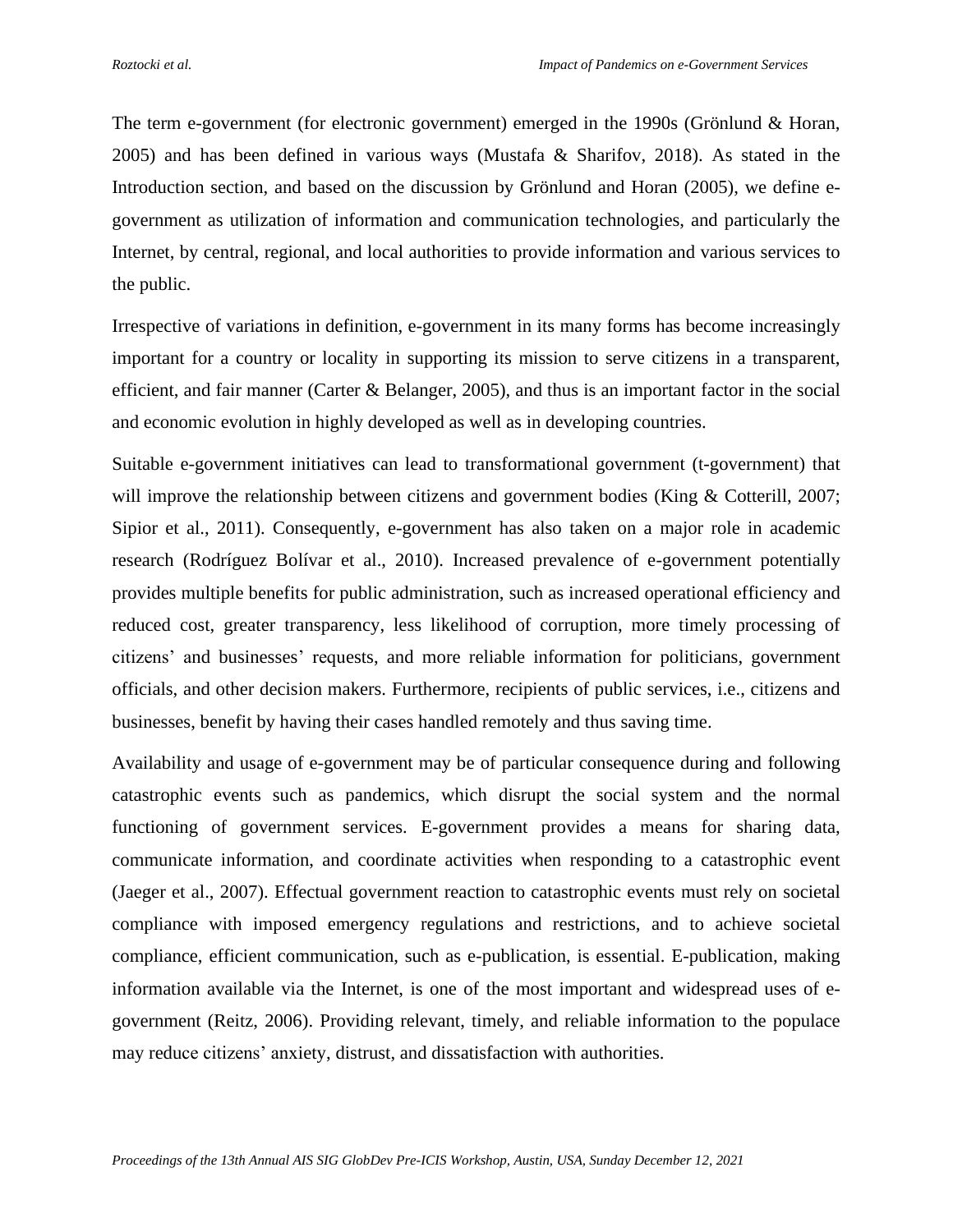The term e-government (for electronic government) emerged in the 1990s (Grönlund & Horan, 2005) and has been defined in various ways (Mustafa & Sharifov, 2018). As stated in the Introduction section, and based on the discussion by Grönlund and Horan (2005), we define e-government as utilization of information and communication technologies, and particularly the Internet, by central, regional, and local authorities to provide information and various services to the public.

Irrespective of variations in definition, e-government in its many forms has become increasingly important for a country or locality in supporting its mission to serve citizens in a transparent, efficient, and fair manner (Carter & Belanger, 2005), and thus is an important factor in the social and economic evolution in highly developed as well as in developing countries.

Suitable e-government initiatives can lead to transformational government (t-government) that will improve the relationship between citizens and government bodies (King & Cotterill, 2007; Sipior et al., 2011). Consequently, e-government has also taken on a major role in academic research (Rodríguez Bolívar et al., 2010). Increased prevalence of e-government potentially provides multiple benefits for public administration, such as increased operational efficiency and reduced cost, greater transparency, less likelihood of corruption, more timely processing of citizens' and businesses' requests, and more reliable information for politicians, government officials, and other decision makers. Furthermore, recipients of public services, i.e., citizens and businesses, benefit by having their cases handled remotely and thus saving time.

Availability and usage of e-government may be of particular consequence during and following catastrophic events such as pandemics, which disrupt the social system and the normal functioning of government services. E-government provides a means for sharing data, communicate information, and coordinate activities when responding to a catastrophic event (Jaeger et al., 2007). Effectual government reaction to catastrophic events must rely on societal compliance with imposed emergency regulations and restrictions, and to achieve societal compliance, efficient communication, such as e-publication, is essential. E-publication, making information available via the Internet, is one of the most important and widespread uses of e-government (Reitz, 2006). Providing relevant, timely, and reliable information to the populace may reduce citizens' anxiety, distrust, and dissatisfaction with authorities.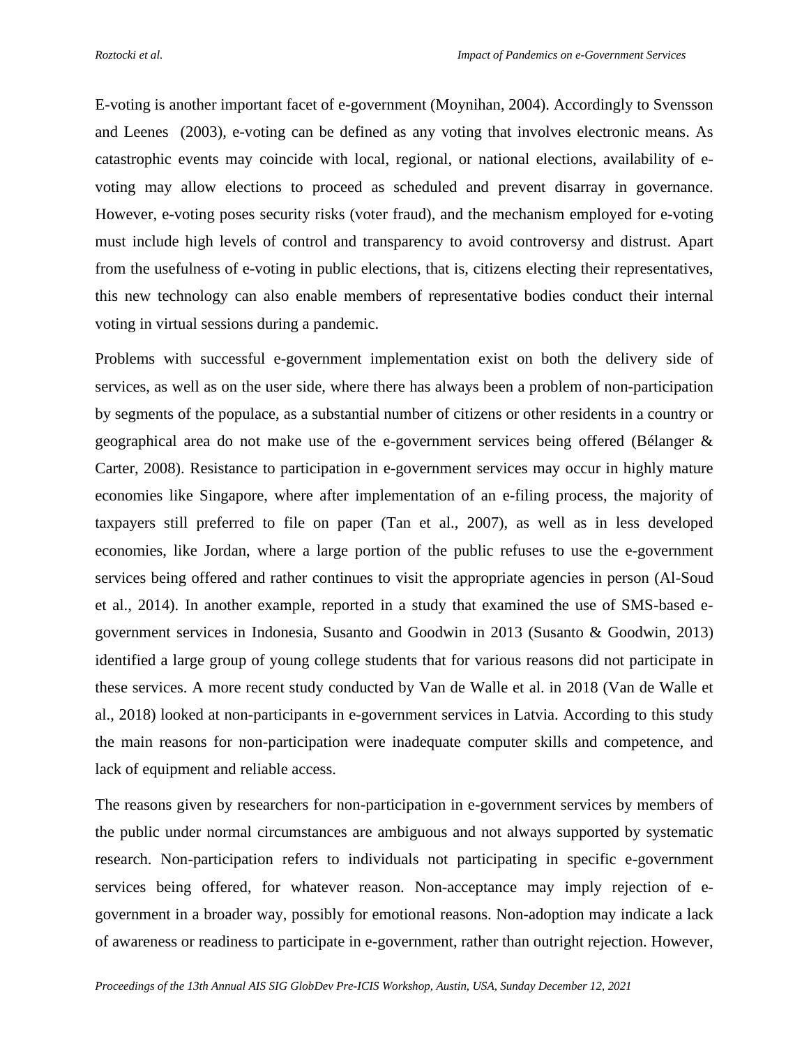E-voting is another important facet of e-government (Moynihan, 2004). Accordingly to Svensson and Leenes (2003), e-voting can be defined as any voting that involves electronic means. As catastrophic events may coincide with local, regional, or national elections, availability of e-voting may allow elections to proceed as scheduled and prevent disarray in governance. However, e-voting poses security risks (voter fraud), and the mechanism employed for e-voting must include high levels of control and transparency to avoid controversy and distrust. Apart from the usefulness of e-voting in public elections, that is, citizens electing their representatives, this new technology can also enable members of representative bodies conduct their internal voting in virtual sessions during a pandemic.

Problems with successful e-government implementation exist on both the delivery side of services, as well as on the user side, where there has always been a problem of non-participation by segments of the populace, as a substantial number of citizens or other residents in a country or geographical area do not make use of the e-government services being offered (Bélanger & Carter, 2008). Resistance to participation in e-government services may occur in highly mature economies like Singapore, where after implementation of an e-filing process, the majority of taxpayers still preferred to file on paper (Tan et al., 2007), as well as in less developed economies, like Jordan, where a large portion of the public refuses to use the e-government services being offered and rather continues to visit the appropriate agencies in person (Al-Soud et al., 2014). In another example, reported in a study that examined the use of SMS-based e-government services in Indonesia, Susanto and Goodwin in 2013 (Susanto & Goodwin, 2013) identified a large group of young college students that for various reasons did not participate in these services. A more recent study conducted by Van de Walle et al. in 2018 (Van de Walle et al., 2018) looked at non-participants in e-government services in Latvia. According to this study the main reasons for non-participation were inadequate computer skills and competence, and lack of equipment and reliable access.

The reasons given by researchers for non-participation in e-government services by members of the public under normal circumstances are ambiguous and not always supported by systematic research. Non-participation refers to individuals not participating in specific e-government services being offered, for whatever reason. Non-acceptance may imply rejection of e-government in a broader way, possibly for emotional reasons. Non-adoption may indicate a lack of awareness or readiness to participate in e-government, rather than outright rejection. However,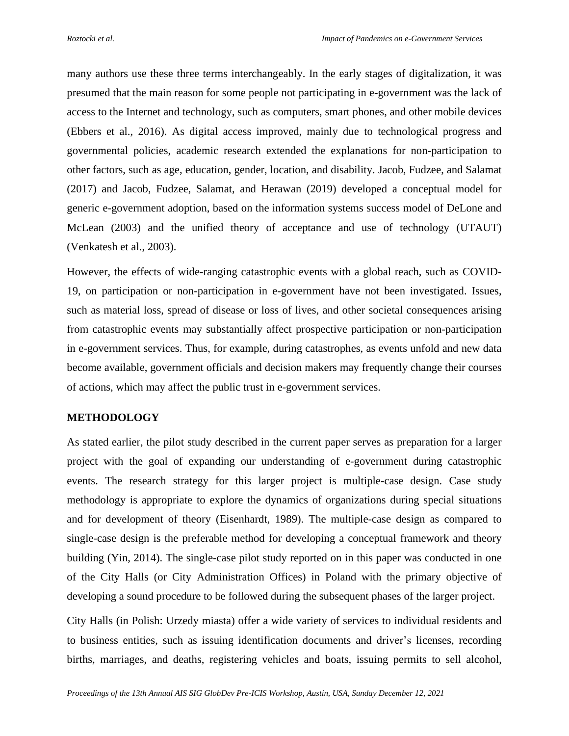many authors use these three terms interchangeably. In the early stages of digitalization, it was presumed that the main reason for some people not participating in e-government was the lack of access to the Internet and technology, such as computers, smart phones, and other mobile devices (Ebbers et al., 2016). As digital access improved, mainly due to technological progress and governmental policies, academic research extended the explanations for non-participation to other factors, such as age, education, gender, location, and disability. Jacob, Fudzee, and Salamat (2017) and Jacob, Fudzee, Salamat, and Herawan (2019) developed a conceptual model for generic e-government adoption, based on the information systems success model of DeLone and McLean (2003) and the unified theory of acceptance and use of technology (UTAUT) (Venkatesh et al., 2003).

However, the effects of wide-ranging catastrophic events with a global reach, such as COVID-19, on participation or non-participation in e-government have not been investigated. Issues, such as material loss, spread of disease or loss of lives, and other societal consequences arising from catastrophic events may substantially affect prospective participation or non-participation in e-government services. Thus, for example, during catastrophes, as events unfold and new data become available, government officials and decision makers may frequently change their courses of actions, which may affect the public trust in e-government services.

## METHODOLOGY

As stated earlier, the pilot study described in the current paper serves as preparation for a larger project with the goal of expanding our understanding of e-government during catastrophic events. The research strategy for this larger project is multiple-case design. Case study methodology is appropriate to explore the dynamics of organizations during special situations and for development of theory (Eisenhardt, 1989). The multiple-case design as compared to single-case design is the preferable method for developing a conceptual framework and theory building (Yin, 2014). The single-case pilot study reported on in this paper was conducted in one of the City Halls (or City Administration Offices) in Poland with the primary objective of developing a sound procedure to be followed during the subsequent phases of the larger project.

City Halls (in Polish: Urzedy miasta) offer a wide variety of services to individual residents and to business entities, such as issuing identification documents and driver's licenses, recording births, marriages, and deaths, registering vehicles and boats, issuing permits to sell alcohol,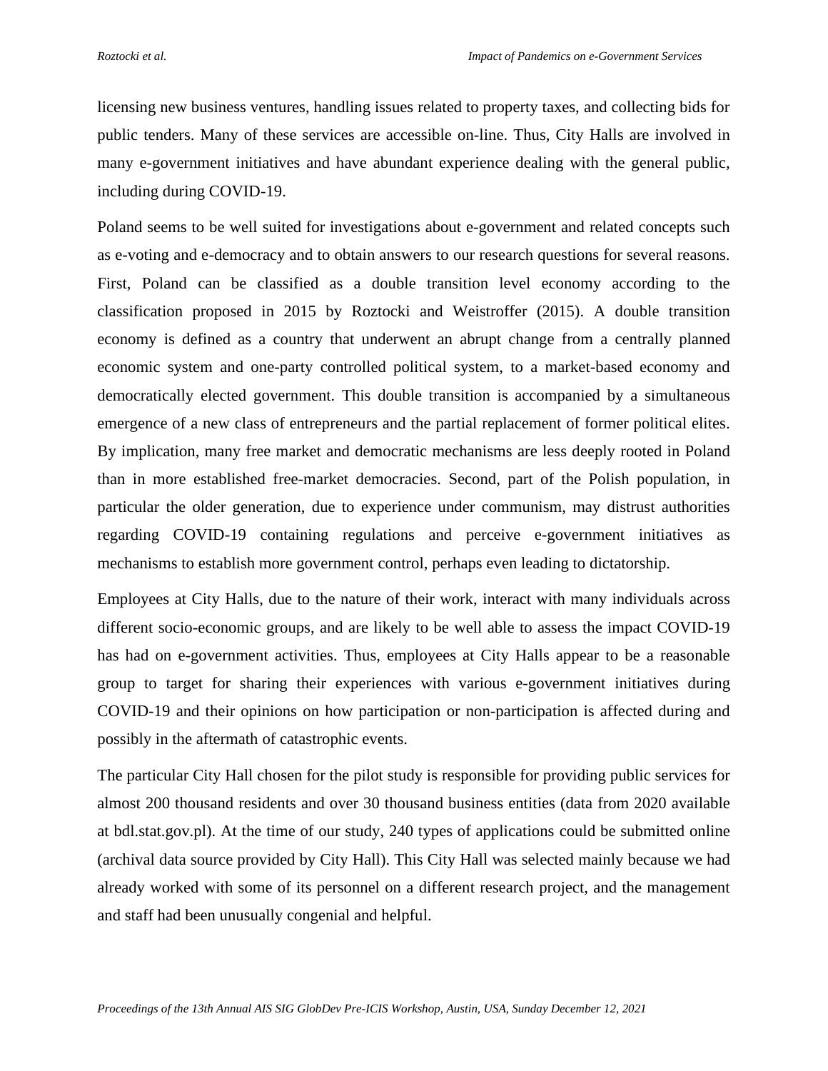licensing new business ventures, handling issues related to property taxes, and collecting bids for public tenders. Many of these services are accessible on-line. Thus, City Halls are involved in many e-government initiatives and have abundant experience dealing with the general public, including during COVID-19.

Poland seems to be well suited for investigations about e-government and related concepts such as e-voting and e-democracy and to obtain answers to our research questions for several reasons. First, Poland can be classified as a double transition level economy according to the classification proposed in 2015 by Roztocki and Weistroffer (2015). A double transition economy is defined as a country that underwent an abrupt change from a centrally planned economic system and one-party controlled political system, to a market-based economy and democratically elected government. This double transition is accompanied by a simultaneous emergence of a new class of entrepreneurs and the partial replacement of former political elites. By implication, many free market and democratic mechanisms are less deeply rooted in Poland than in more established free-market democracies. Second, part of the Polish population, in particular the older generation, due to experience under communism, may distrust authorities regarding COVID-19 containing regulations and perceive e-government initiatives as mechanisms to establish more government control, perhaps even leading to dictatorship.

Employees at City Halls, due to the nature of their work, interact with many individuals across different socio-economic groups, and are likely to be well able to assess the impact COVID-19 has had on e-government activities. Thus, employees at City Halls appear to be a reasonable group to target for sharing their experiences with various e-government initiatives during COVID-19 and their opinions on how participation or non-participation is affected during and possibly in the aftermath of catastrophic events.

The particular City Hall chosen for the pilot study is responsible for providing public services for almost 200 thousand residents and over 30 thousand business entities (data from 2020 available at bdl.stat.gov.pl). At the time of our study, 240 types of applications could be submitted online (archival data source provided by City Hall). This City Hall was selected mainly because we had already worked with some of its personnel on a different research project, and the management and staff had been unusually congenial and helpful.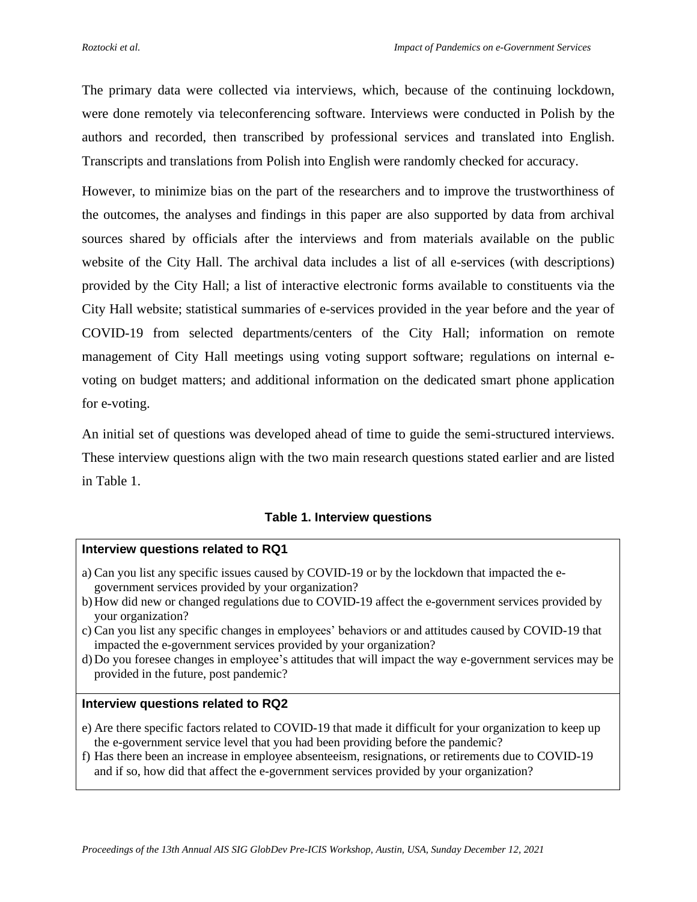The primary data were collected via interviews, which, because of the continuing lockdown, were done remotely via teleconferencing software. Interviews were conducted in Polish by the authors and recorded, then transcribed by professional services and translated into English. Transcripts and translations from Polish into English were randomly checked for accuracy.

However, to minimize bias on the part of the researchers and to improve the trustworthiness of the outcomes, the analyses and findings in this paper are also supported by data from archival sources shared by officials after the interviews and from materials available on the public website of the City Hall. The archival data includes a list of all e-services (with descriptions) provided by the City Hall; a list of interactive electronic forms available to constituents via the City Hall website; statistical summaries of e-services provided in the year before and the year of COVID-19 from selected departments/centers of the City Hall; information on remote management of City Hall meetings using voting support software; regulations on internal e-voting on budget matters; and additional information on the dedicated smart phone application for e-voting.

An initial set of questions was developed ahead of time to guide the semi-structured interviews. These interview questions align with the two main research questions stated earlier and are listed in Table 1.

**Table 1. Interview questions**

| Interview questions related to RQ1 |
| --- |
| a) Can you list any specific issues caused by COVID-19 or by the lockdown that impacted the e-government services provided by your organization?<br>b) How did new or changed regulations due to COVID-19 affect the e-government services provided by your organization?<br>c) Can you list any specific changes in employees' behaviors or and attitudes caused by COVID-19 that impacted the e-government services provided by your organization?<br>d) Do you foresee changes in employee's attitudes that will impact the way e-government services may be provided in the future, post pandemic? |
| **Interview questions related to RQ2** |
| e) Are there specific factors related to COVID-19 that made it difficult for your organization to keep up the e-government service level that you had been providing before the pandemic?<br>f) Has there been an increase in employee absenteeism, resignations, or retirements due to COVID-19 and if so, how did that affect the e-government services provided by your organization? |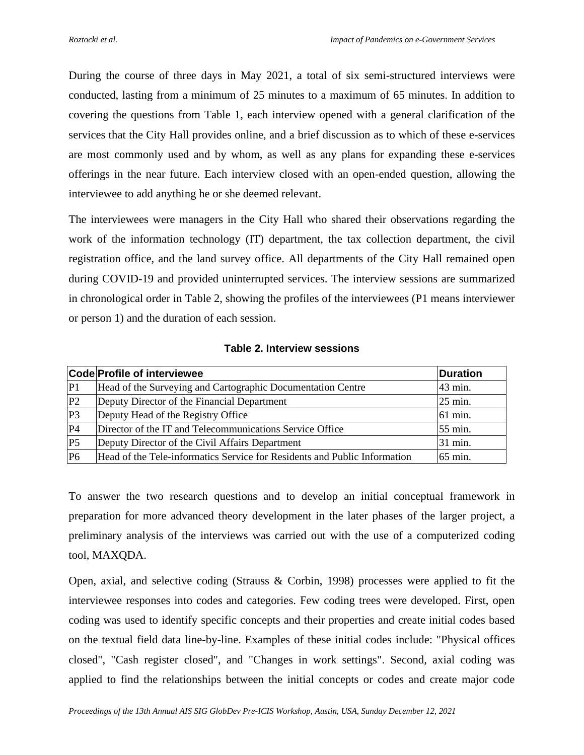During the course of three days in May 2021, a total of six semi-structured interviews were conducted, lasting from a minimum of 25 minutes to a maximum of 65 minutes. In addition to covering the questions from Table 1, each interview opened with a general clarification of the services that the City Hall provides online, and a brief discussion as to which of these e-services are most commonly used and by whom, as well as any plans for expanding these e-services offerings in the near future. Each interview closed with an open-ended question, allowing the interviewee to add anything he or she deemed relevant.

The interviewees were managers in the City Hall who shared their observations regarding the work of the information technology (IT) department, the tax collection department, the civil registration office, and the land survey office. All departments of the City Hall remained open during COVID-19 and provided uninterrupted services. The interview sessions are summarized in chronological order in Table 2, showing the profiles of the interviewees (P1 means interviewer or person 1) and the duration of each session.

**Table 2. Interview sessions**

| Code | Profile of interviewee | Duration |
|---|---|---|
| P1 | Head of the Surveying and Cartographic Documentation Centre | 43 min. |
| P2 | Deputy Director of the Financial Department | 25 min. |
| P3 | Deputy Head of the Registry Office | 61 min. |
| P4 | Director of the IT and Telecommunications Service Office | 55 min. |
| P5 | Deputy Director of the Civil Affairs Department | 31 min. |
| P6 | Head of the Tele-informatics Service for Residents and Public Information | 65 min. |

To answer the two research questions and to develop an initial conceptual framework in preparation for more advanced theory development in the later phases of the larger project, a preliminary analysis of the interviews was carried out with the use of a computerized coding tool, MAXQDA.

Open, axial, and selective coding (Strauss & Corbin, 1998) processes were applied to fit the interviewee responses into codes and categories. Few coding trees were developed. First, open coding was used to identify specific concepts and their properties and create initial codes based on the textual field data line-by-line. Examples of these initial codes include: "Physical offices closed", "Cash register closed", and "Changes in work settings". Second, axial coding was applied to find the relationships between the initial concepts or codes and create major code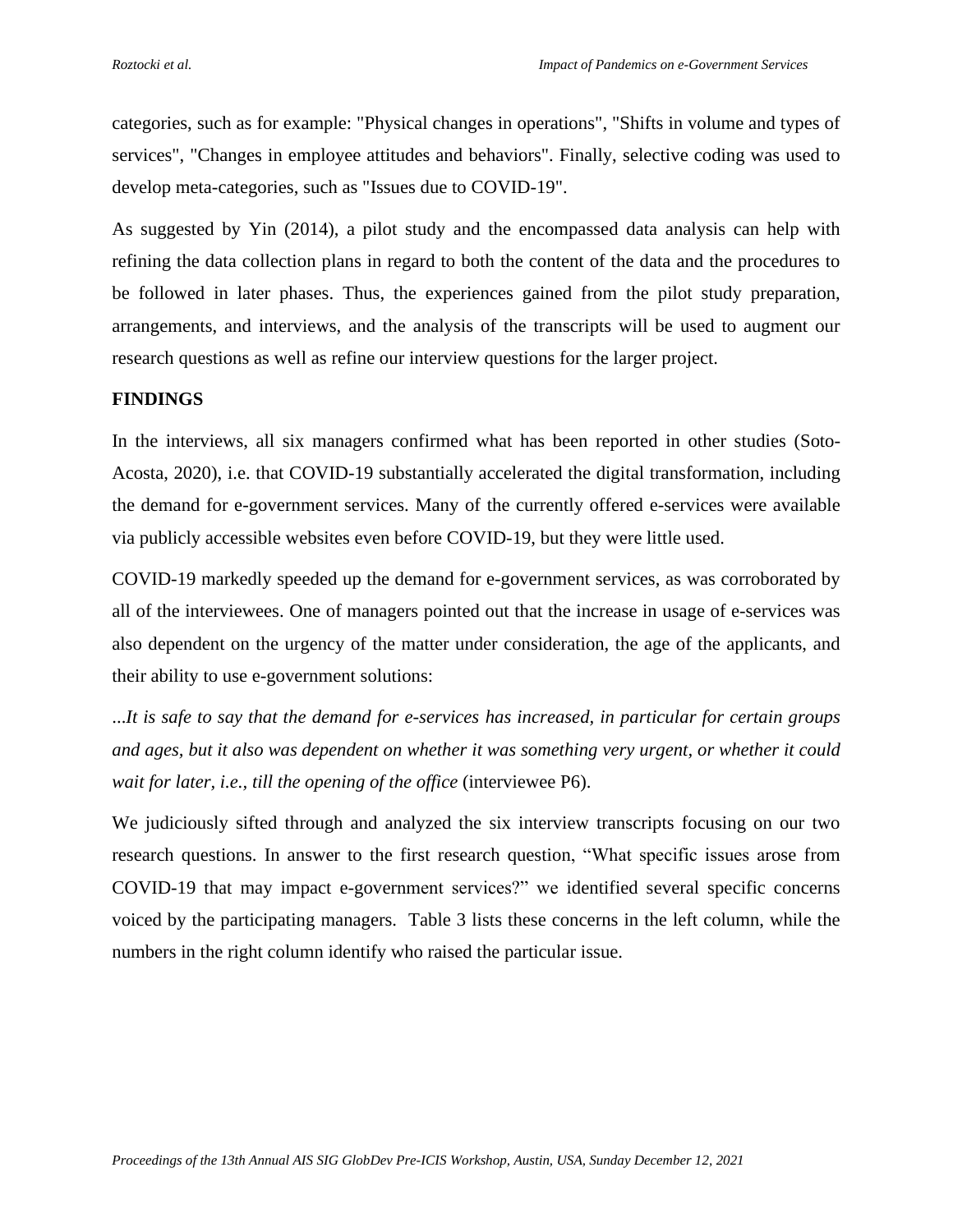categories, such as for example: "Physical changes in operations", "Shifts in volume and types of services", "Changes in employee attitudes and behaviors". Finally, selective coding was used to develop meta-categories, such as "Issues due to COVID-19".

As suggested by Yin (2014), a pilot study and the encompassed data analysis can help with refining the data collection plans in regard to both the content of the data and the procedures to be followed in later phases. Thus, the experiences gained from the pilot study preparation, arrangements, and interviews, and the analysis of the transcripts will be used to augment our research questions as well as refine our interview questions for the larger project.

## FINDINGS

In the interviews, all six managers confirmed what has been reported in other studies (Soto-Acosta, 2020), i.e. that COVID-19 substantially accelerated the digital transformation, including the demand for e-government services. Many of the currently offered e-services were available via publicly accessible websites even before COVID-19, but they were little used.

COVID-19 markedly speeded up the demand for e-government services, as was corroborated by all of the interviewees. One of managers pointed out that the increase in usage of e-services was also dependent on the urgency of the matter under consideration, the age of the applicants, and their ability to use e-government solutions:

*...It is safe to say that the demand for e-services has increased, in particular for certain groups and ages, but it also was dependent on whether it was something very urgent, or whether it could wait for later, i.e., till the opening of the office* (interviewee P6).

We judiciously sifted through and analyzed the six interview transcripts focusing on our two research questions. In answer to the first research question, "What specific issues arose from COVID-19 that may impact e-government services?" we identified several specific concerns voiced by the participating managers. Table 3 lists these concerns in the left column, while the numbers in the right column identify who raised the particular issue.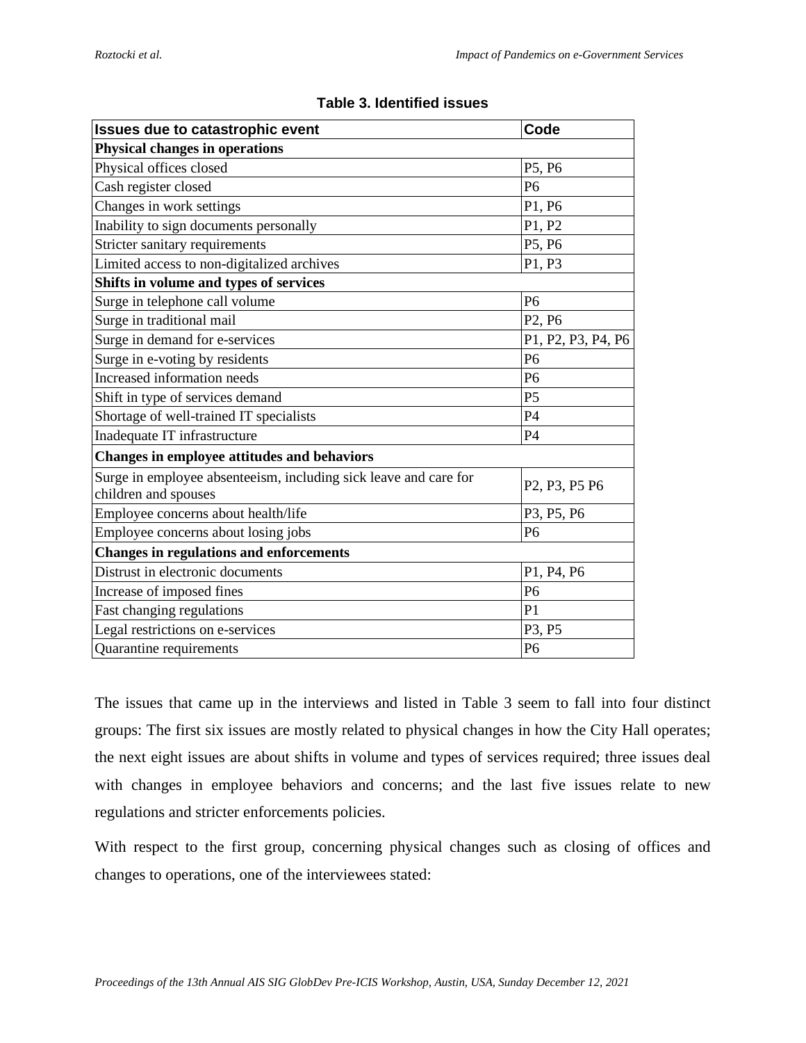**Table 3. Identified issues**

| Issues due to catastrophic event | Code |
|---|---|
| **Physical changes in operations** | |
| Physical offices closed | P5, P6 |
| Cash register closed | P6 |
| Changes in work settings | P1, P6 |
| Inability to sign documents personally | P1, P2 |
| Stricter sanitary requirements | P5, P6 |
| Limited access to non-digitalized archives | P1, P3 |
| **Shifts in volume and types of services** | |
| Surge in telephone call volume | P6 |
| Surge in traditional mail | P2, P6 |
| Surge in demand for e-services | P1, P2, P3, P4, P6 |
| Surge in e-voting by residents | P6 |
| Increased information needs | P6 |
| Shift in type of services demand | P5 |
| Shortage of well-trained IT specialists | P4 |
| Inadequate IT infrastructure | P4 |
| **Changes in employee attitudes and behaviors** | |
| Surge in employee absenteeism, including sick leave and care for children and spouses | P2, P3, P5 P6 |
| Employee concerns about health/life | P3, P5, P6 |
| Employee concerns about losing jobs | P6 |
| **Changes in regulations and enforcements** | |
| Distrust in electronic documents | P1, P4, P6 |
| Increase of imposed fines | P6 |
| Fast changing regulations | P1 |
| Legal restrictions on e-services | P3, P5 |
| Quarantine requirements | P6 |

The issues that came up in the interviews and listed in Table 3 seem to fall into four distinct groups: The first six issues are mostly related to physical changes in how the City Hall operates; the next eight issues are about shifts in volume and types of services required; three issues deal with changes in employee behaviors and concerns; and the last five issues relate to new regulations and stricter enforcements policies.

With respect to the first group, concerning physical changes such as closing of offices and changes to operations, one of the interviewees stated: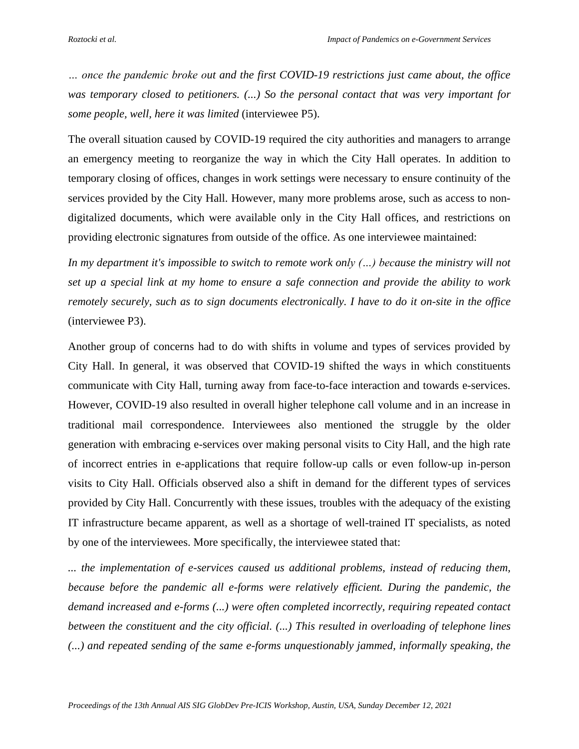*… once the pandemic broke out and the first COVID-19 restrictions just came about, the office was temporary closed to petitioners. (...) So the personal contact that was very important for some people, well, here it was limited* (interviewee P5).

The overall situation caused by COVID-19 required the city authorities and managers to arrange an emergency meeting to reorganize the way in which the City Hall operates. In addition to temporary closing of offices, changes in work settings were necessary to ensure continuity of the services provided by the City Hall. However, many more problems arose, such as access to non-digitalized documents, which were available only in the City Hall offices, and restrictions on providing electronic signatures from outside of the office. As one interviewee maintained:

*In my department it's impossible to switch to remote work only (…) because the ministry will not set up a special link at my home to ensure a safe connection and provide the ability to work remotely securely, such as to sign documents electronically. I have to do it on-site in the office* (interviewee P3).

Another group of concerns had to do with shifts in volume and types of services provided by City Hall. In general, it was observed that COVID-19 shifted the ways in which constituents communicate with City Hall, turning away from face-to-face interaction and towards e-services. However, COVID-19 also resulted in overall higher telephone call volume and in an increase in traditional mail correspondence. Interviewees also mentioned the struggle by the older generation with embracing e-services over making personal visits to City Hall, and the high rate of incorrect entries in e-applications that require follow-up calls or even follow-up in-person visits to City Hall. Officials observed also a shift in demand for the different types of services provided by City Hall. Concurrently with these issues, troubles with the adequacy of the existing IT infrastructure became apparent, as well as a shortage of well-trained IT specialists, as noted by one of the interviewees. More specifically, the interviewee stated that:

*... the implementation of e-services caused us additional problems, instead of reducing them, because before the pandemic all e-forms were relatively efficient. During the pandemic, the demand increased and e-forms (...) were often completed incorrectly, requiring repeated contact between the constituent and the city official. (...) This resulted in overloading of telephone lines (...) and repeated sending of the same e-forms unquestionably jammed, informally speaking, the*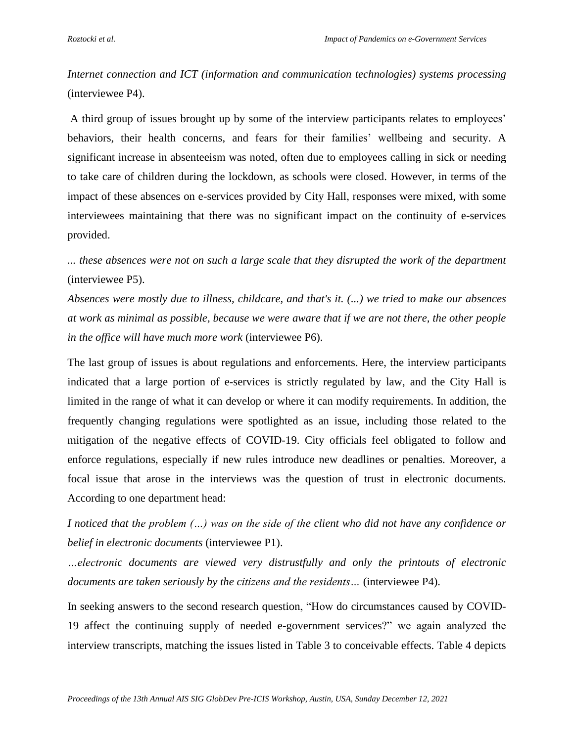*Internet connection and ICT (information and communication technologies) systems processing* (interviewee P4).

A third group of issues brought up by some of the interview participants relates to employees' behaviors, their health concerns, and fears for their families' wellbeing and security. A significant increase in absenteeism was noted, often due to employees calling in sick or needing to take care of children during the lockdown, as schools were closed. However, in terms of the impact of these absences on e-services provided by City Hall, responses were mixed, with some interviewees maintaining that there was no significant impact on the continuity of e-services provided.

*... these absences were not on such a large scale that they disrupted the work of the department* (interviewee P5).

*Absences were mostly due to illness, childcare, and that's it. (...) we tried to make our absences at work as minimal as possible, because we were aware that if we are not there, the other people in the office will have much more work* (interviewee P6).

The last group of issues is about regulations and enforcements. Here, the interview participants indicated that a large portion of e-services is strictly regulated by law, and the City Hall is limited in the range of what it can develop or where it can modify requirements. In addition, the frequently changing regulations were spotlighted as an issue, including those related to the mitigation of the negative effects of COVID-19. City officials feel obligated to follow and enforce regulations, especially if new rules introduce new deadlines or penalties. Moreover, a focal issue that arose in the interviews was the question of trust in electronic documents. According to one department head:

*I noticed that the problem (…) was on the side of the client who did not have any confidence or belief in electronic documents* (interviewee P1).

*…electronic documents are viewed very distrustfully and only the printouts of electronic documents are taken seriously by the citizens and the residents…* (interviewee P4).

In seeking answers to the second research question, "How do circumstances caused by COVID-19 affect the continuing supply of needed e-government services?" we again analyzed the interview transcripts, matching the issues listed in Table 3 to conceivable effects. Table 4 depicts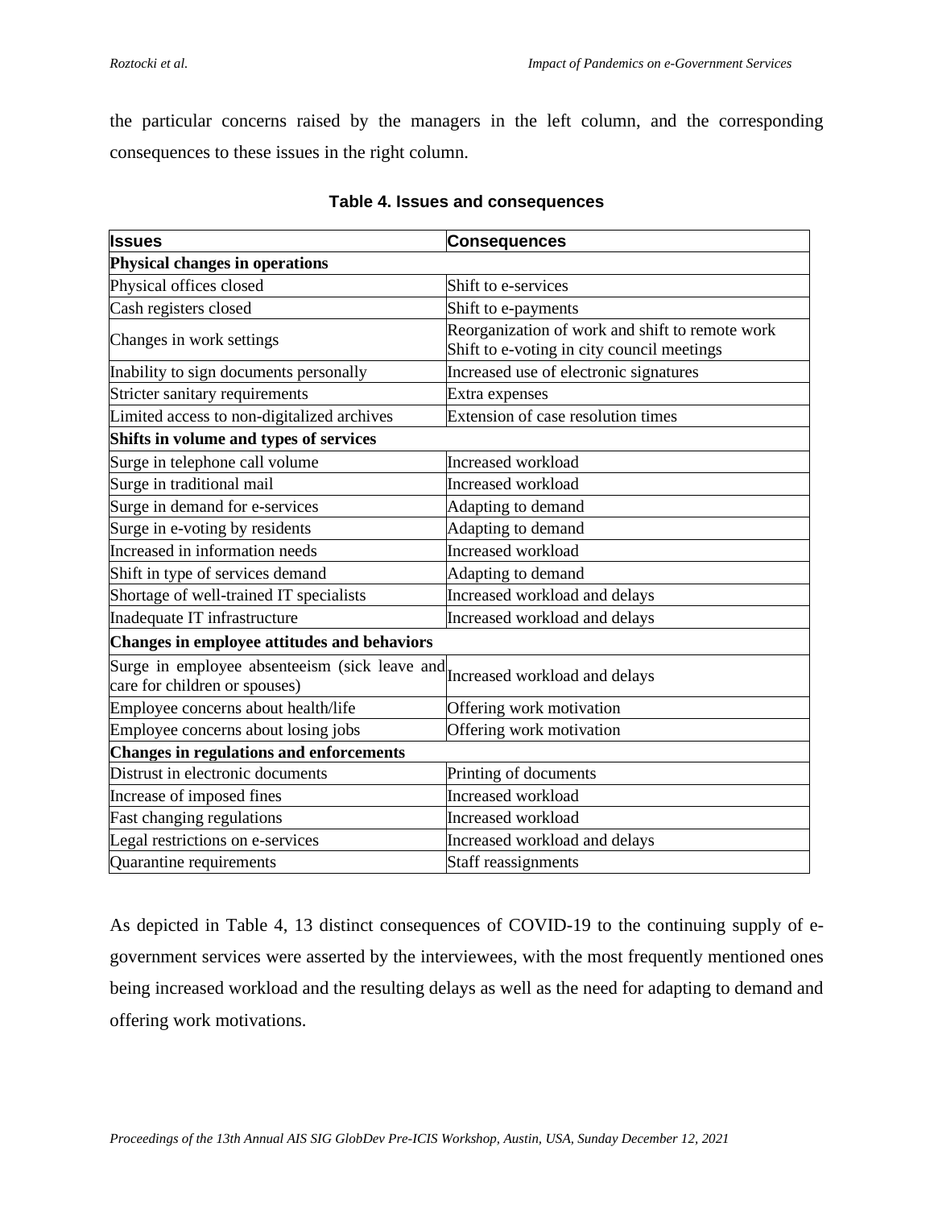the particular concerns raised by the managers in the left column, and the corresponding consequences to these issues in the right column.

**Table 4. Issues and consequences**

| Issues | Consequences |
|---|---|
| **Physical changes in operations** | |
| Physical offices closed | Shift to e-services |
| Cash registers closed | Shift to e-payments |
| Changes in work settings | Reorganization of work and shift to remote work<br>Shift to e-voting in city council meetings |
| Inability to sign documents personally | Increased use of electronic signatures |
| Stricter sanitary requirements | Extra expenses |
| Limited access to non-digitalized archives | Extension of case resolution times |
| **Shifts in volume and types of services** | |
| Surge in telephone call volume | Increased workload |
| Surge in traditional mail | Increased workload |
| Surge in demand for e-services | Adapting to demand |
| Surge in e-voting by residents | Adapting to demand |
| Increased in information needs | Increased workload |
| Shift in type of services demand | Adapting to demand |
| Shortage of well-trained IT specialists | Increased workload and delays |
| Inadequate IT infrastructure | Increased workload and delays |
| **Changes in employee attitudes and behaviors** | |
| Surge in employee absenteeism (sick leave and care for children or spouses) | Increased workload and delays |
| Employee concerns about health/life | Offering work motivation |
| Employee concerns about losing jobs | Offering work motivation |
| **Changes in regulations and enforcements** | |
| Distrust in electronic documents | Printing of documents |
| Increase of imposed fines | Increased workload |
| Fast changing regulations | Increased workload |
| Legal restrictions on e-services | Increased workload and delays |
| Quarantine requirements | Staff reassignments |

As depicted in Table 4, 13 distinct consequences of COVID-19 to the continuing supply of e-government services were asserted by the interviewees, with the most frequently mentioned ones being increased workload and the resulting delays as well as the need for adapting to demand and offering work motivations.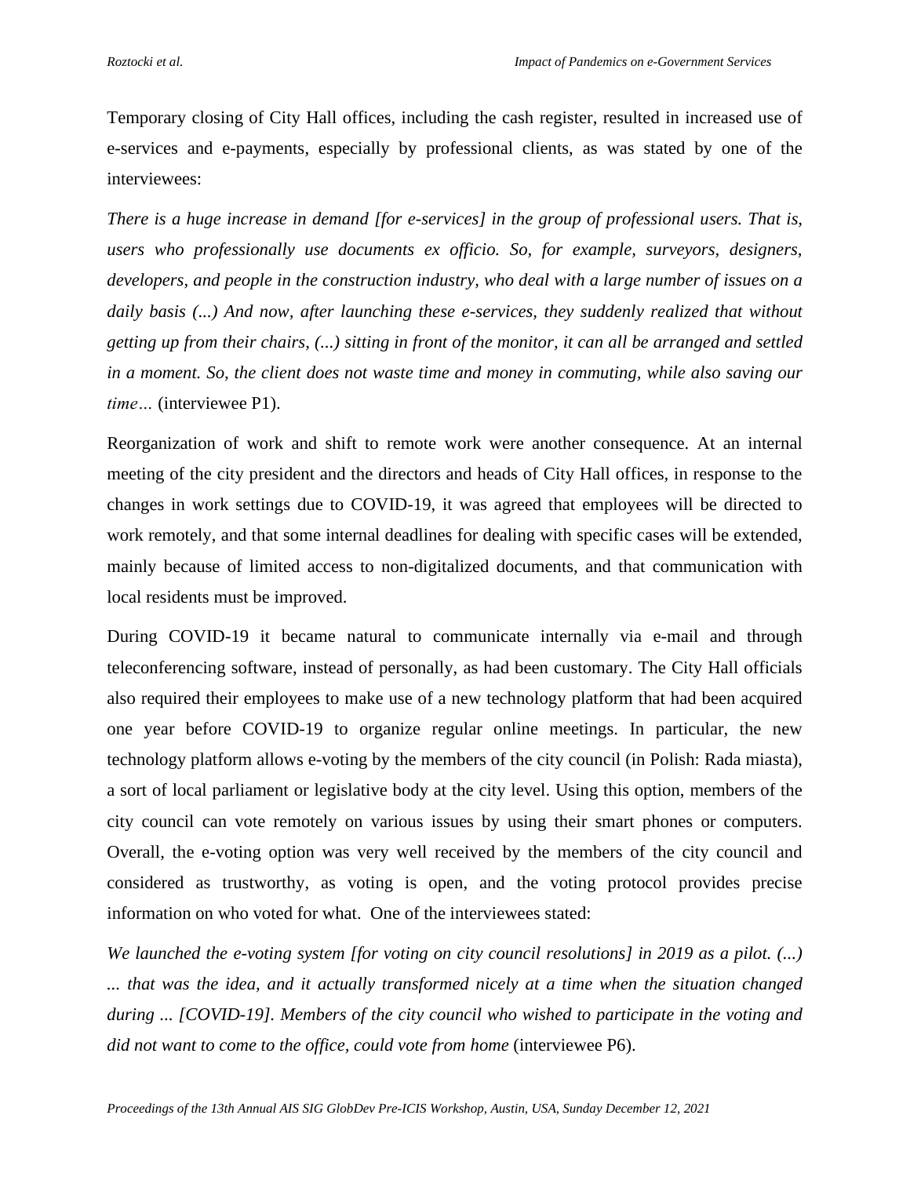Temporary closing of City Hall offices, including the cash register, resulted in increased use of e-services and e-payments, especially by professional clients, as was stated by one of the interviewees:

*There is a huge increase in demand [for e-services] in the group of professional users. That is, users who professionally use documents ex officio. So, for example, surveyors, designers, developers, and people in the construction industry, who deal with a large number of issues on a daily basis (...) And now, after launching these e-services, they suddenly realized that without getting up from their chairs, (...) sitting in front of the monitor, it can all be arranged and settled in a moment. So, the client does not waste time and money in commuting, while also saving our time…* (interviewee P1).

Reorganization of work and shift to remote work were another consequence. At an internal meeting of the city president and the directors and heads of City Hall offices, in response to the changes in work settings due to COVID-19, it was agreed that employees will be directed to work remotely, and that some internal deadlines for dealing with specific cases will be extended, mainly because of limited access to non-digitalized documents, and that communication with local residents must be improved.

During COVID-19 it became natural to communicate internally via e-mail and through teleconferencing software, instead of personally, as had been customary. The City Hall officials also required their employees to make use of a new technology platform that had been acquired one year before COVID-19 to organize regular online meetings. In particular, the new technology platform allows e-voting by the members of the city council (in Polish: Rada miasta), a sort of local parliament or legislative body at the city level. Using this option, members of the city council can vote remotely on various issues by using their smart phones or computers. Overall, the e-voting option was very well received by the members of the city council and considered as trustworthy, as voting is open, and the voting protocol provides precise information on who voted for what. One of the interviewees stated:

*We launched the e-voting system [for voting on city council resolutions] in 2019 as a pilot. (...) ... that was the idea, and it actually transformed nicely at a time when the situation changed during ... [COVID-19]. Members of the city council who wished to participate in the voting and did not want to come to the office, could vote from home* (interviewee P6).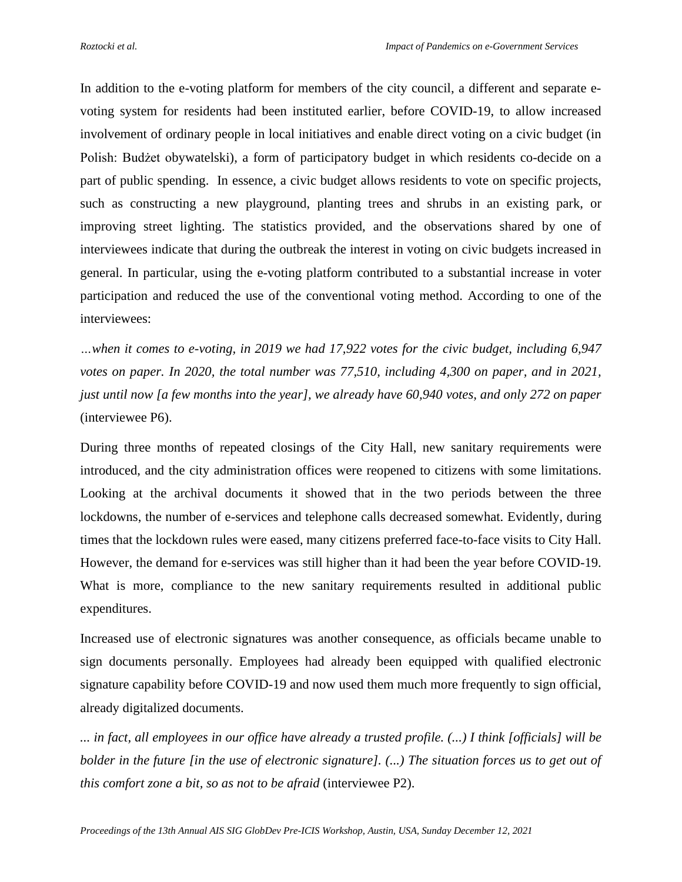In addition to the e-voting platform for members of the city council, a different and separate e-voting system for residents had been instituted earlier, before COVID-19, to allow increased involvement of ordinary people in local initiatives and enable direct voting on a civic budget (in Polish: Budżet obywatelski), a form of participatory budget in which residents co-decide on a part of public spending. In essence, a civic budget allows residents to vote on specific projects, such as constructing a new playground, planting trees and shrubs in an existing park, or improving street lighting. The statistics provided, and the observations shared by one of interviewees indicate that during the outbreak the interest in voting on civic budgets increased in general. In particular, using the e-voting platform contributed to a substantial increase in voter participation and reduced the use of the conventional voting method. According to one of the interviewees:

*…when it comes to e-voting, in 2019 we had 17,922 votes for the civic budget, including 6,947 votes on paper. In 2020, the total number was 77,510, including 4,300 on paper, and in 2021, just until now [a few months into the year], we already have 60,940 votes, and only 272 on paper* (interviewee P6).

During three months of repeated closings of the City Hall, new sanitary requirements were introduced, and the city administration offices were reopened to citizens with some limitations. Looking at the archival documents it showed that in the two periods between the three lockdowns, the number of e-services and telephone calls decreased somewhat. Evidently, during times that the lockdown rules were eased, many citizens preferred face-to-face visits to City Hall. However, the demand for e-services was still higher than it had been the year before COVID-19. What is more, compliance to the new sanitary requirements resulted in additional public expenditures.

Increased use of electronic signatures was another consequence, as officials became unable to sign documents personally. Employees had already been equipped with qualified electronic signature capability before COVID-19 and now used them much more frequently to sign official, already digitalized documents.

*... in fact, all employees in our office have already a trusted profile. (...) I think [officials] will be bolder in the future [in the use of electronic signature]. (...) The situation forces us to get out of this comfort zone a bit, so as not to be afraid* (interviewee P2).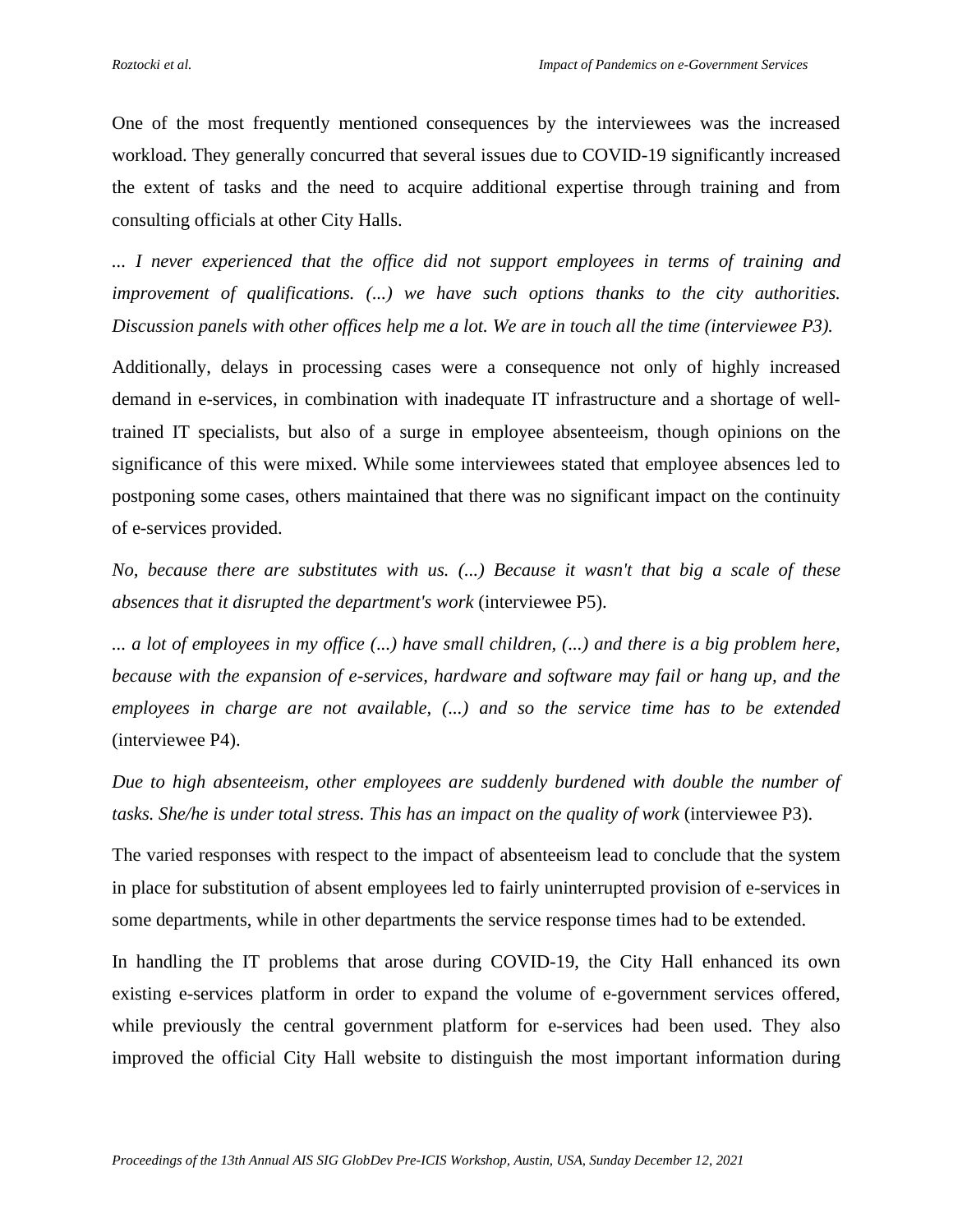One of the most frequently mentioned consequences by the interviewees was the increased workload. They generally concurred that several issues due to COVID-19 significantly increased the extent of tasks and the need to acquire additional expertise through training and from consulting officials at other City Halls.

*... I never experienced that the office did not support employees in terms of training and improvement of qualifications. (...) we have such options thanks to the city authorities. Discussion panels with other offices help me a lot. We are in touch all the time (interviewee P3).*

Additionally, delays in processing cases were a consequence not only of highly increased demand in e-services, in combination with inadequate IT infrastructure and a shortage of well-trained IT specialists, but also of a surge in employee absenteeism, though opinions on the significance of this were mixed. While some interviewees stated that employee absences led to postponing some cases, others maintained that there was no significant impact on the continuity of e-services provided.

*No, because there are substitutes with us. (...) Because it wasn't that big a scale of these absences that it disrupted the department's work* (interviewee P5).

*... a lot of employees in my office (...) have small children, (...) and there is a big problem here, because with the expansion of e-services, hardware and software may fail or hang up, and the employees in charge are not available, (...) and so the service time has to be extended* (interviewee P4).

*Due to high absenteeism, other employees are suddenly burdened with double the number of tasks. She/he is under total stress. This has an impact on the quality of work* (interviewee P3).

The varied responses with respect to the impact of absenteeism lead to conclude that the system in place for substitution of absent employees led to fairly uninterrupted provision of e-services in some departments, while in other departments the service response times had to be extended.

In handling the IT problems that arose during COVID-19, the City Hall enhanced its own existing e-services platform in order to expand the volume of e-government services offered, while previously the central government platform for e-services had been used. They also improved the official City Hall website to distinguish the most important information during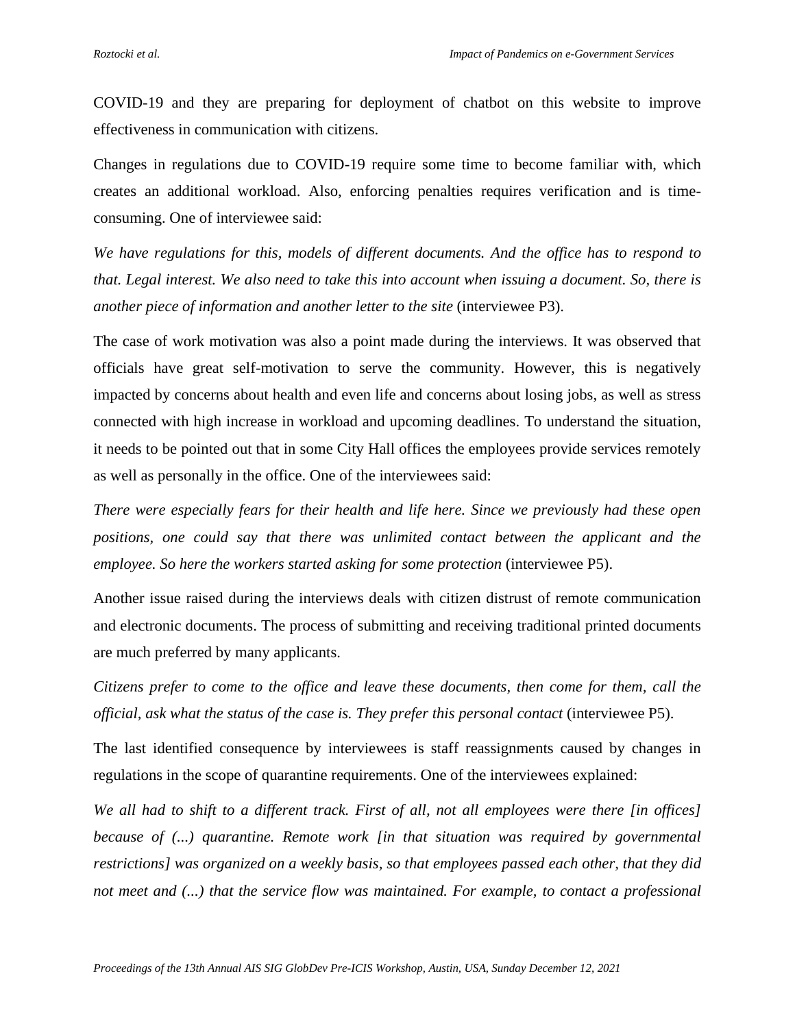COVID-19 and they are preparing for deployment of chatbot on this website to improve effectiveness in communication with citizens.

Changes in regulations due to COVID-19 require some time to become familiar with, which creates an additional workload. Also, enforcing penalties requires verification and is time-consuming. One of interviewee said:

*We have regulations for this, models of different documents. And the office has to respond to that. Legal interest. We also need to take this into account when issuing a document. So, there is another piece of information and another letter to the site* (interviewee P3).

The case of work motivation was also a point made during the interviews. It was observed that officials have great self-motivation to serve the community. However, this is negatively impacted by concerns about health and even life and concerns about losing jobs, as well as stress connected with high increase in workload and upcoming deadlines. To understand the situation, it needs to be pointed out that in some City Hall offices the employees provide services remotely as well as personally in the office. One of the interviewees said:

*There were especially fears for their health and life here. Since we previously had these open positions, one could say that there was unlimited contact between the applicant and the employee. So here the workers started asking for some protection* (interviewee P5).

Another issue raised during the interviews deals with citizen distrust of remote communication and electronic documents. The process of submitting and receiving traditional printed documents are much preferred by many applicants.

*Citizens prefer to come to the office and leave these documents, then come for them, call the official, ask what the status of the case is. They prefer this personal contact* (interviewee P5).

The last identified consequence by interviewees is staff reassignments caused by changes in regulations in the scope of quarantine requirements. One of the interviewees explained:

*We all had to shift to a different track. First of all, not all employees were there [in offices] because of (...) quarantine. Remote work [in that situation was required by governmental restrictions] was organized on a weekly basis, so that employees passed each other, that they did not meet and (...) that the service flow was maintained. For example, to contact a professional*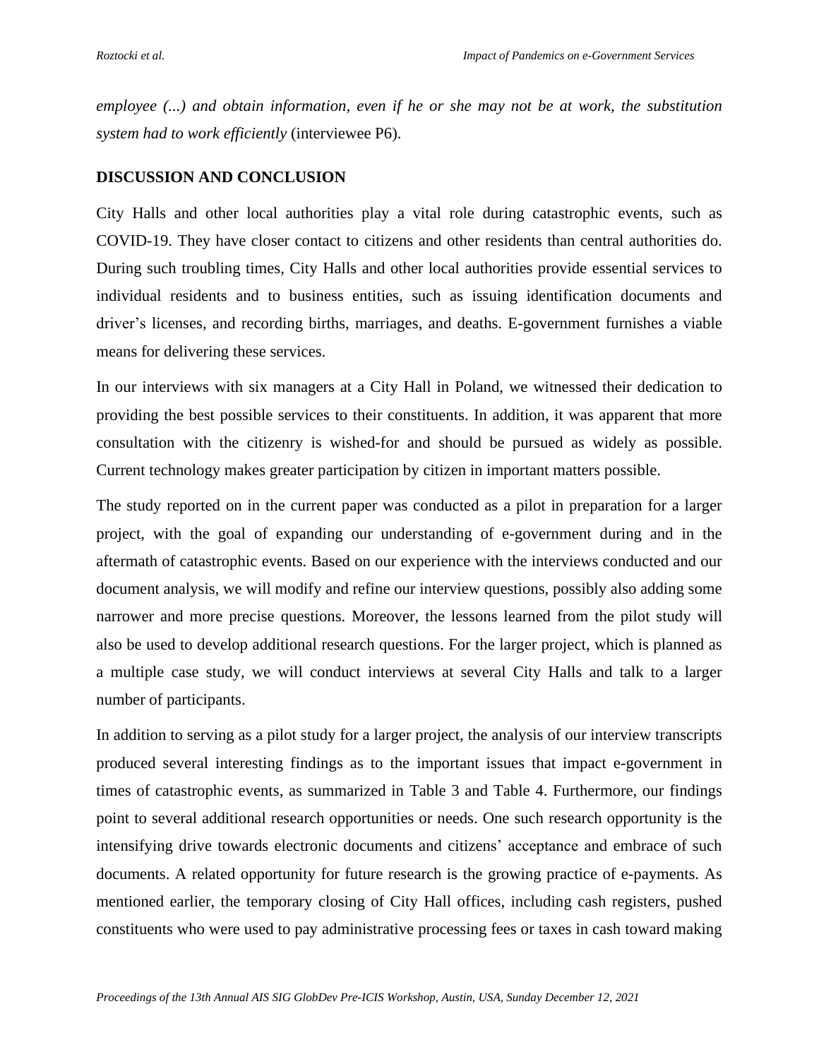*employee (...) and obtain information, even if he or she may not be at work, the substitution system had to work efficiently* (interviewee P6).

## DISCUSSION AND CONCLUSION

City Halls and other local authorities play a vital role during catastrophic events, such as COVID-19. They have closer contact to citizens and other residents than central authorities do. During such troubling times, City Halls and other local authorities provide essential services to individual residents and to business entities, such as issuing identification documents and driver's licenses, and recording births, marriages, and deaths. E-government furnishes a viable means for delivering these services.

In our interviews with six managers at a City Hall in Poland, we witnessed their dedication to providing the best possible services to their constituents. In addition, it was apparent that more consultation with the citizenry is wished-for and should be pursued as widely as possible. Current technology makes greater participation by citizen in important matters possible.

The study reported on in the current paper was conducted as a pilot in preparation for a larger project, with the goal of expanding our understanding of e-government during and in the aftermath of catastrophic events. Based on our experience with the interviews conducted and our document analysis, we will modify and refine our interview questions, possibly also adding some narrower and more precise questions. Moreover, the lessons learned from the pilot study will also be used to develop additional research questions. For the larger project, which is planned as a multiple case study, we will conduct interviews at several City Halls and talk to a larger number of participants.

In addition to serving as a pilot study for a larger project, the analysis of our interview transcripts produced several interesting findings as to the important issues that impact e-government in times of catastrophic events, as summarized in Table 3 and Table 4. Furthermore, our findings point to several additional research opportunities or needs. One such research opportunity is the intensifying drive towards electronic documents and citizens' acceptance and embrace of such documents. A related opportunity for future research is the growing practice of e-payments. As mentioned earlier, the temporary closing of City Hall offices, including cash registers, pushed constituents who were used to pay administrative processing fees or taxes in cash toward making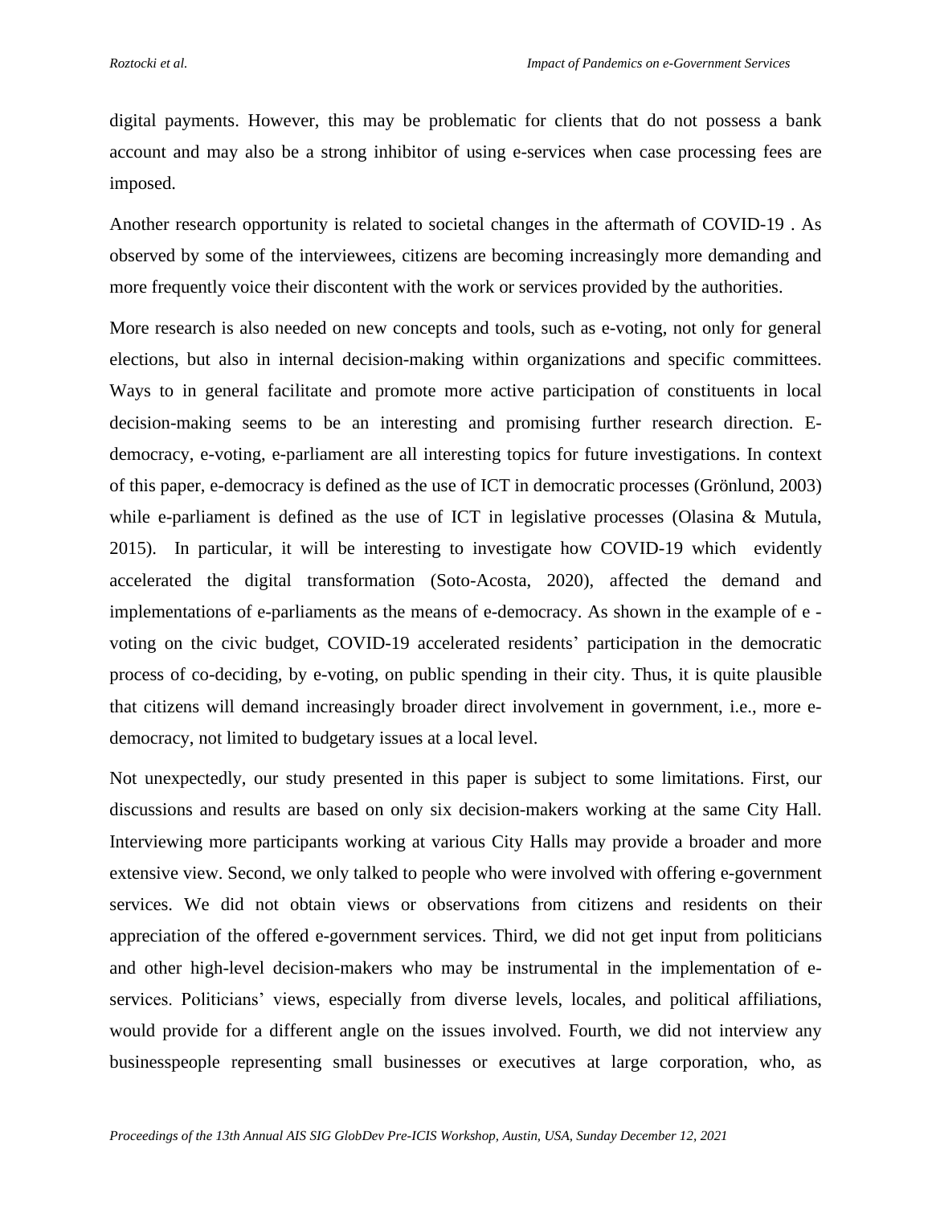digital payments. However, this may be problematic for clients that do not possess a bank account and may also be a strong inhibitor of using e-services when case processing fees are imposed.

Another research opportunity is related to societal changes in the aftermath of COVID-19 . As observed by some of the interviewees, citizens are becoming increasingly more demanding and more frequently voice their discontent with the work or services provided by the authorities.

More research is also needed on new concepts and tools, such as e-voting, not only for general elections, but also in internal decision-making within organizations and specific committees. Ways to in general facilitate and promote more active participation of constituents in local decision-making seems to be an interesting and promising further research direction. E-democracy, e-voting, e-parliament are all interesting topics for future investigations. In context of this paper, e-democracy is defined as the use of ICT in democratic processes (Grönlund, 2003) while e-parliament is defined as the use of ICT in legislative processes (Olasina & Mutula, 2015). In particular, it will be interesting to investigate how COVID-19 which evidently accelerated the digital transformation (Soto-Acosta, 2020), affected the demand and implementations of e-parliaments as the means of e-democracy. As shown in the example of e - voting on the civic budget, COVID-19 accelerated residents' participation in the democratic process of co-deciding, by e-voting, on public spending in their city. Thus, it is quite plausible that citizens will demand increasingly broader direct involvement in government, i.e., more e-democracy, not limited to budgetary issues at a local level.

Not unexpectedly, our study presented in this paper is subject to some limitations. First, our discussions and results are based on only six decision-makers working at the same City Hall. Interviewing more participants working at various City Halls may provide a broader and more extensive view. Second, we only talked to people who were involved with offering e-government services. We did not obtain views or observations from citizens and residents on their appreciation of the offered e-government services. Third, we did not get input from politicians and other high-level decision-makers who may be instrumental in the implementation of e-services. Politicians' views, especially from diverse levels, locales, and political affiliations, would provide for a different angle on the issues involved. Fourth, we did not interview any businesspeople representing small businesses or executives at large corporation, who, as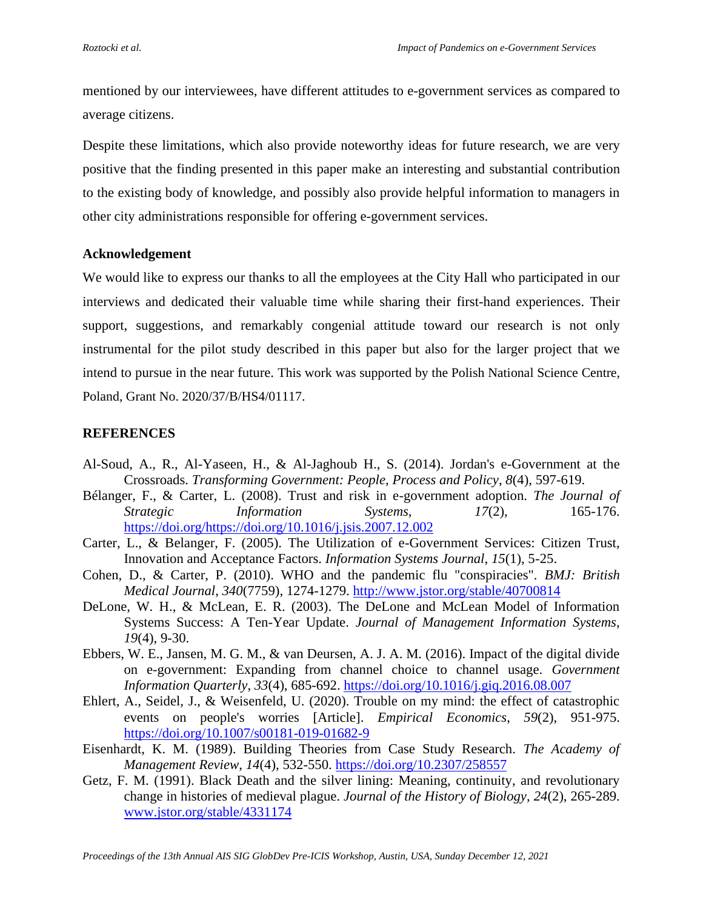mentioned by our interviewees, have different attitudes to e-government services as compared to average citizens.

Despite these limitations, which also provide noteworthy ideas for future research, we are very positive that the finding presented in this paper make an interesting and substantial contribution to the existing body of knowledge, and possibly also provide helpful information to managers in other city administrations responsible for offering e-government services.

## Acknowledgement

We would like to express our thanks to all the employees at the City Hall who participated in our interviews and dedicated their valuable time while sharing their first-hand experiences. Their support, suggestions, and remarkably congenial attitude toward our research is not only instrumental for the pilot study described in this paper but also for the larger project that we intend to pursue in the near future. This work was supported by the Polish National Science Centre, Poland, Grant No. 2020/37/B/HS4/01117.

## REFERENCES

Al-Soud, A., R., Al-Yaseen, H., & Al-Jaghoub H., S. (2014). Jordan's e-Government at the Crossroads. *Transforming Government: People, Process and Policy*, *8*(4), 597-619.

Bélanger, F., & Carter, L. (2008). Trust and risk in e-government adoption. *The Journal of Strategic Information Systems*, *17*(2), 165-176. https://doi.org/https://doi.org/10.1016/j.jsis.2007.12.002

Carter, L., & Belanger, F. (2005). The Utilization of e-Government Services: Citizen Trust, Innovation and Acceptance Factors. *Information Systems Journal*, *15*(1), 5-25.

Cohen, D., & Carter, P. (2010). WHO and the pandemic flu "conspiracies". *BMJ: British Medical Journal*, *340*(7759), 1274-1279. http://www.jstor.org/stable/40700814

DeLone, W. H., & McLean, E. R. (2003). The DeLone and McLean Model of Information Systems Success: A Ten-Year Update. *Journal of Management Information Systems*, *19*(4), 9-30.

Ebbers, W. E., Jansen, M. G. M., & van Deursen, A. J. A. M. (2016). Impact of the digital divide on e-government: Expanding from channel choice to channel usage. *Government Information Quarterly*, *33*(4), 685-692. https://doi.org/10.1016/j.giq.2016.08.007

Ehlert, A., Seidel, J., & Weisenfeld, U. (2020). Trouble on my mind: the effect of catastrophic events on people's worries [Article]. *Empirical Economics*, *59*(2), 951-975. https://doi.org/10.1007/s00181-019-01682-9

Eisenhardt, K. M. (1989). Building Theories from Case Study Research. *The Academy of Management Review*, *14*(4), 532-550. https://doi.org/10.2307/258557

Getz, F. M. (1991). Black Death and the silver lining: Meaning, continuity, and revolutionary change in histories of medieval plague. *Journal of the History of Biology*, *24*(2), 265-289. www.jstor.org/stable/4331174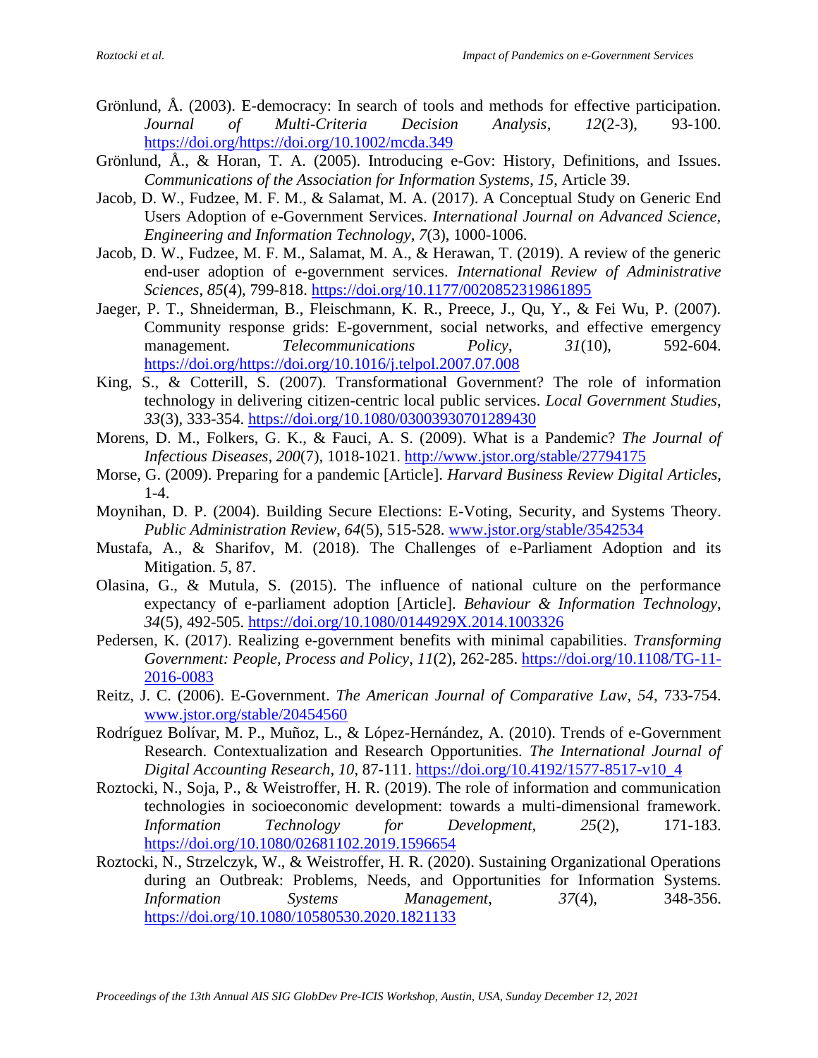Grönlund, Å. (2003). E-democracy: In search of tools and methods for effective participation. *Journal of Multi-Criteria Decision Analysis*, *12*(2-3), 93-100. https://doi.org/https://doi.org/10.1002/mcda.349

Grönlund, Å., & Horan, T. A. (2005). Introducing e-Gov: History, Definitions, and Issues. *Communications of the Association for Information Systems*, *15*, Article 39.

Jacob, D. W., Fudzee, M. F. M., & Salamat, M. A. (2017). A Conceptual Study on Generic End Users Adoption of e-Government Services. *International Journal on Advanced Science, Engineering and Information Technology*, *7*(3), 1000-1006.

Jacob, D. W., Fudzee, M. F. M., Salamat, M. A., & Herawan, T. (2019). A review of the generic end-user adoption of e-government services. *International Review of Administrative Sciences*, *85*(4), 799-818. https://doi.org/10.1177/0020852319861895

Jaeger, P. T., Shneiderman, B., Fleischmann, K. R., Preece, J., Qu, Y., & Fei Wu, P. (2007). Community response grids: E-government, social networks, and effective emergency management. *Telecommunications Policy*, *31*(10), 592-604. https://doi.org/https://doi.org/10.1016/j.telpol.2007.07.008

King, S., & Cotterill, S. (2007). Transformational Government? The role of information technology in delivering citizen-centric local public services. *Local Government Studies*, *33*(3), 333-354. https://doi.org/10.1080/03003930701289430

Morens, D. M., Folkers, G. K., & Fauci, A. S. (2009). What is a Pandemic? *The Journal of Infectious Diseases*, *200*(7), 1018-1021. http://www.jstor.org/stable/27794175

Morse, G. (2009). Preparing for a pandemic [Article]. *Harvard Business Review Digital Articles*, 1-4.

Moynihan, D. P. (2004). Building Secure Elections: E-Voting, Security, and Systems Theory. *Public Administration Review*, *64*(5), 515-528. www.jstor.org/stable/3542534

Mustafa, A., & Sharifov, M. (2018). The Challenges of e-Parliament Adoption and its Mitigation. *5*, 87.

Olasina, G., & Mutula, S. (2015). The influence of national culture on the performance expectancy of e-parliament adoption [Article]. *Behaviour & Information Technology*, *34*(5), 492-505. https://doi.org/10.1080/0144929X.2014.1003326

Pedersen, K. (2017). Realizing e-government benefits with minimal capabilities. *Transforming Government: People, Process and Policy*, *11*(2), 262-285. https://doi.org/10.1108/TG-11-2016-0083

Reitz, J. C. (2006). E-Government. *The American Journal of Comparative Law*, *54*, 733-754. www.jstor.org/stable/20454560

Rodríguez Bolívar, M. P., Muñoz, L., & López-Hernández, A. (2010). Trends of e-Government Research. Contextualization and Research Opportunities. *The International Journal of Digital Accounting Research*, *10*, 87-111. https://doi.org/10.4192/1577-8517-v10_4

Roztocki, N., Soja, P., & Weistroffer, H. R. (2019). The role of information and communication technologies in socioeconomic development: towards a multi-dimensional framework. *Information Technology for Development*, *25*(2), 171-183. https://doi.org/10.1080/02681102.2019.1596654

Roztocki, N., Strzelczyk, W., & Weistroffer, H. R. (2020). Sustaining Organizational Operations during an Outbreak: Problems, Needs, and Opportunities for Information Systems. *Information Systems Management*, *37*(4), 348-356. https://doi.org/10.1080/10580530.2020.1821133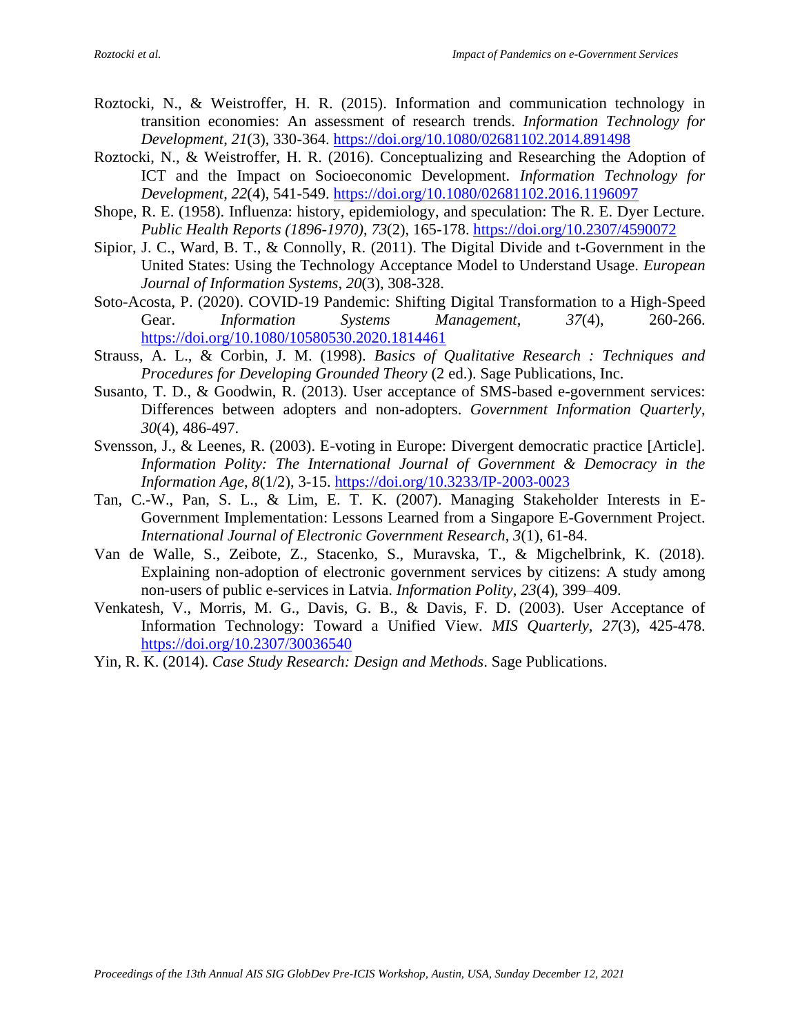Roztocki, N., & Weistroffer, H. R. (2015). Information and communication technology in transition economies: An assessment of research trends. *Information Technology for Development*, *21*(3), 330-364. https://doi.org/10.1080/02681102.2014.891498

Roztocki, N., & Weistroffer, H. R. (2016). Conceptualizing and Researching the Adoption of ICT and the Impact on Socioeconomic Development. *Information Technology for Development*, *22*(4), 541-549. https://doi.org/10.1080/02681102.2016.1196097

Shope, R. E. (1958). Influenza: history, epidemiology, and speculation: The R. E. Dyer Lecture. *Public Health Reports (1896-1970)*, *73*(2), 165-178. https://doi.org/10.2307/4590072

Sipior, J. C., Ward, B. T., & Connolly, R. (2011). The Digital Divide and t-Government in the United States: Using the Technology Acceptance Model to Understand Usage. *European Journal of Information Systems*, *20*(3), 308-328.

Soto-Acosta, P. (2020). COVID-19 Pandemic: Shifting Digital Transformation to a High-Speed Gear. *Information Systems Management*, *37*(4), 260-266. https://doi.org/10.1080/10580530.2020.1814461

Strauss, A. L., & Corbin, J. M. (1998). *Basics of Qualitative Research : Techniques and Procedures for Developing Grounded Theory* (2 ed.). Sage Publications, Inc.

Susanto, T. D., & Goodwin, R. (2013). User acceptance of SMS-based e-government services: Differences between adopters and non-adopters. *Government Information Quarterly*, *30*(4), 486-497.

Svensson, J., & Leenes, R. (2003). E-voting in Europe: Divergent democratic practice [Article]. *Information Polity: The International Journal of Government & Democracy in the Information Age*, *8*(1/2), 3-15. https://doi.org/10.3233/IP-2003-0023

Tan, C.-W., Pan, S. L., & Lim, E. T. K. (2007). Managing Stakeholder Interests in E-Government Implementation: Lessons Learned from a Singapore E-Government Project. *International Journal of Electronic Government Research*, *3*(1), 61-84.

Van de Walle, S., Zeibote, Z., Stacenko, S., Muravska, T., & Migchelbrink, K. (2018). Explaining non-adoption of electronic government services by citizens: A study among non-users of public e-services in Latvia. *Information Polity*, *23*(4), 399–409.

Venkatesh, V., Morris, M. G., Davis, G. B., & Davis, F. D. (2003). User Acceptance of Information Technology: Toward a Unified View. *MIS Quarterly*, *27*(3), 425-478. https://doi.org/10.2307/30036540

Yin, R. K. (2014). *Case Study Research: Design and Methods*. Sage Publications.